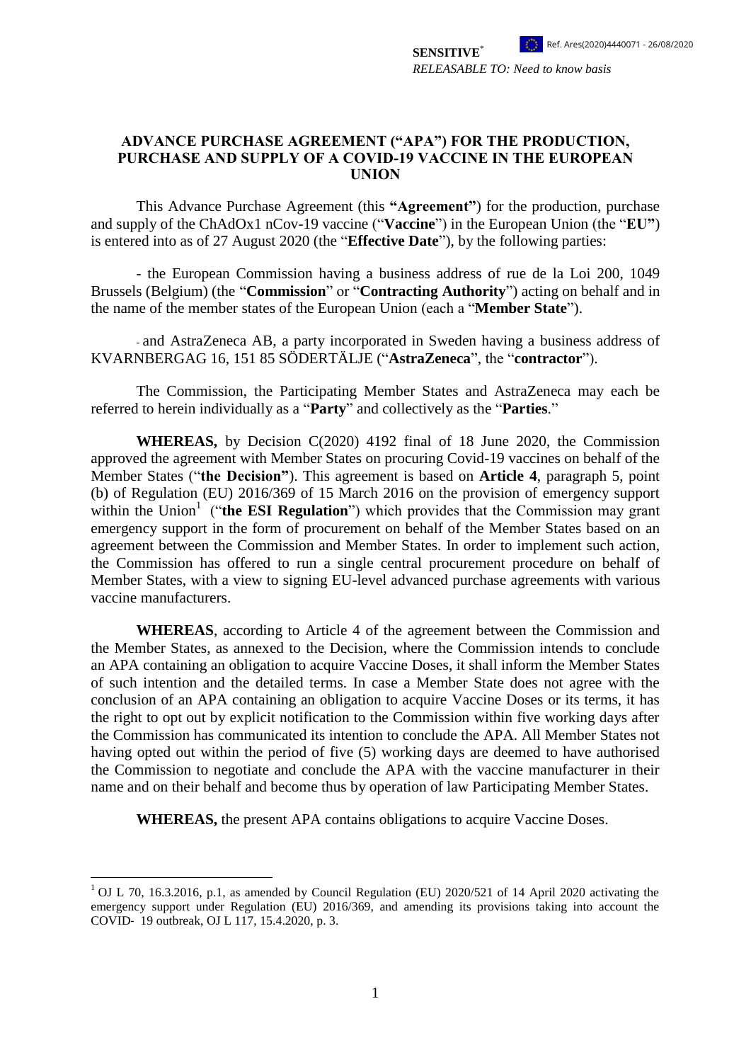**SENSITIVE***
*RELEASABLE TO: Need to know basis*

Ref. Ares(2020)4440071 - 26/08/2020

# ADVANCE PURCHASE AGREEMENT ("APA") FOR THE PRODUCTION, PURCHASE AND SUPPLY OF A COVID-19 VACCINE IN THE EUROPEAN UNION

This Advance Purchase Agreement (this **"Agreement"**) for the production, purchase and supply of the ChAdOx1 nCov-19 vaccine ("**Vaccine**") in the European Union (the "**EU"**) is entered into as of 27 August 2020 (the "**Effective Date**"), by the following parties:

- the European Commission having a business address of rue de la Loi 200, 1049 Brussels (Belgium) (the "**Commission**" or "**Contracting Authority**") acting on behalf and in the name of the member states of the European Union (each a "**Member State**").

- and AstraZeneca AB, a party incorporated in Sweden having a business address of KVARNBERGAG 16, 151 85 SÖDERTÄLJE ("**AstraZeneca**", the "**contractor**").

The Commission, the Participating Member States and AstraZeneca may each be referred to herein individually as a "**Party**" and collectively as the "**Parties**."

**WHEREAS,** by Decision C(2020) 4192 final of 18 June 2020, the Commission approved the agreement with Member States on procuring Covid-19 vaccines on behalf of the Member States ("**the Decision"**). This agreement is based on **Article 4**, paragraph 5, point (b) of Regulation (EU) 2016/369 of 15 March 2016 on the provision of emergency support within the Union[1] ("**the ESI Regulation**") which provides that the Commission may grant emergency support in the form of procurement on behalf of the Member States based on an agreement between the Commission and Member States. In order to implement such action, the Commission has offered to run a single central procurement procedure on behalf of Member States, with a view to signing EU-level advanced purchase agreements with various vaccine manufacturers.

**WHEREAS**, according to Article 4 of the agreement between the Commission and the Member States, as annexed to the Decision, where the Commission intends to conclude an APA containing an obligation to acquire Vaccine Doses, it shall inform the Member States of such intention and the detailed terms. In case a Member State does not agree with the conclusion of an APA containing an obligation to acquire Vaccine Doses or its terms, it has the right to opt out by explicit notification to the Commission within five working days after the Commission has communicated its intention to conclude the APA. All Member States not having opted out within the period of five (5) working days are deemed to have authorised the Commission to negotiate and conclude the APA with the vaccine manufacturer in their name and on their behalf and become thus by operation of law Participating Member States.

**WHEREAS,** the present APA contains obligations to acquire Vaccine Doses.

[1] OJ L 70, 16.3.2016, p.1, as amended by Council Regulation (EU) 2020/521 of 14 April 2020 activating the emergency support under Regulation (EU) 2016/369, and amending its provisions taking into account the COVID- 19 outbreak, OJ L 117, 15.4.2020, p. 3.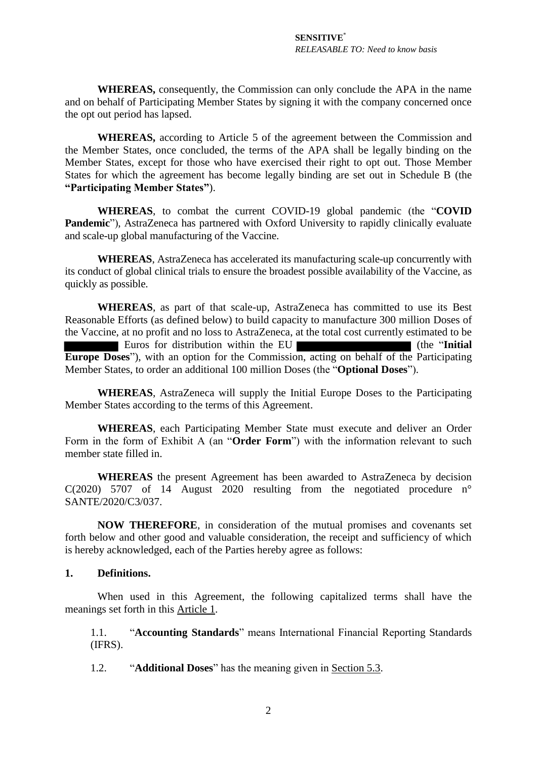**WHEREAS,** consequently, the Commission can only conclude the APA in the name and on behalf of Participating Member States by signing it with the company concerned once the opt out period has lapsed.

**WHEREAS,** according to Article 5 of the agreement between the Commission and the Member States, once concluded, the terms of the APA shall be legally binding on the Member States, except for those who have exercised their right to opt out. Those Member States for which the agreement has become legally binding are set out in Schedule B (the **"Participating Member States"**).

**WHEREAS**, to combat the current COVID-19 global pandemic (the "**COVID Pandemic**"), AstraZeneca has partnered with Oxford University to rapidly clinically evaluate and scale-up global manufacturing of the Vaccine.

**WHEREAS**, AstraZeneca has accelerated its manufacturing scale-up concurrently with its conduct of global clinical trials to ensure the broadest possible availability of the Vaccine, as quickly as possible.

**WHEREAS**, as part of that scale-up, AstraZeneca has committed to use its Best Reasonable Efforts (as defined below) to build capacity to manufacture 300 million Doses of the Vaccine, at no profit and no loss to AstraZeneca, at the total cost currently estimated to be ████████ Euros for distribution within the EU ████████████████ (the "**Initial Europe Doses**"), with an option for the Commission, acting on behalf of the Participating Member States, to order an additional 100 million Doses (the "**Optional Doses**").

**WHEREAS**, AstraZeneca will supply the Initial Europe Doses to the Participating Member States according to the terms of this Agreement.

**WHEREAS**, each Participating Member State must execute and deliver an Order Form in the form of Exhibit A (an "**Order Form**") with the information relevant to such member state filled in.

**WHEREAS** the present Agreement has been awarded to AstraZeneca by decision C(2020) 5707 of 14 August 2020 resulting from the negotiated procedure n° SANTE/2020/C3/037.

**NOW THEREFORE**, in consideration of the mutual promises and covenants set forth below and other good and valuable consideration, the receipt and sufficiency of which is hereby acknowledged, each of the Parties hereby agree as follows:

## 1. Definitions.

When used in this Agreement, the following capitalized terms shall have the meanings set forth in this Article 1.

1.1. "**Accounting Standards**" means International Financial Reporting Standards (IFRS).

1.2. "**Additional Doses**" has the meaning given in Section 5.3.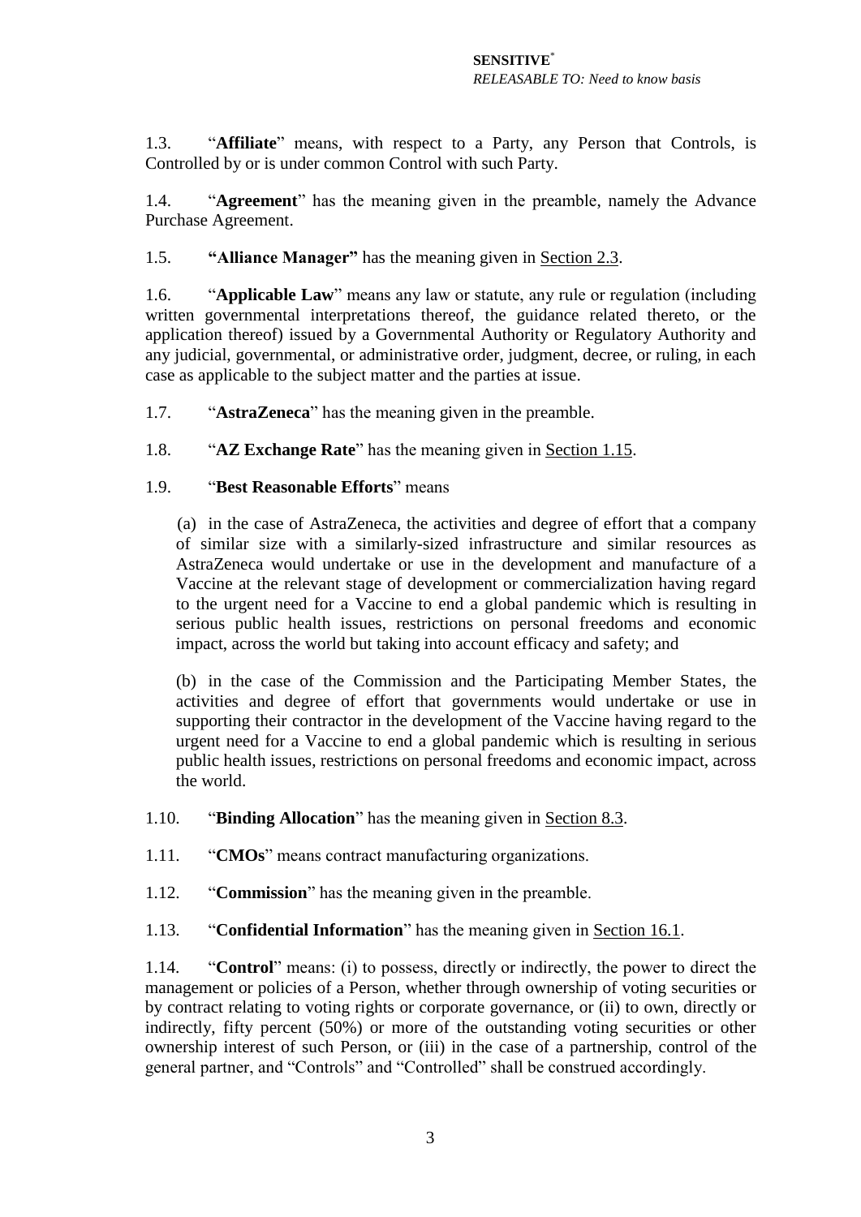1.3. "**Affiliate**" means, with respect to a Party, any Person that Controls, is Controlled by or is under common Control with such Party.

1.4. "**Agreement**" has the meaning given in the preamble, namely the Advance Purchase Agreement.

1.5. **"Alliance Manager"** has the meaning given in Section 2.3.

1.6. "**Applicable Law**" means any law or statute, any rule or regulation (including written governmental interpretations thereof, the guidance related thereto, or the application thereof) issued by a Governmental Authority or Regulatory Authority and any judicial, governmental, or administrative order, judgment, decree, or ruling, in each case as applicable to the subject matter and the parties at issue.

1.7. "**AstraZeneca**" has the meaning given in the preamble.

1.8. "**AZ Exchange Rate**" has the meaning given in Section 1.15.

1.9. "**Best Reasonable Efforts**" means

(a) in the case of AstraZeneca, the activities and degree of effort that a company of similar size with a similarly-sized infrastructure and similar resources as AstraZeneca would undertake or use in the development and manufacture of a Vaccine at the relevant stage of development or commercialization having regard to the urgent need for a Vaccine to end a global pandemic which is resulting in serious public health issues, restrictions on personal freedoms and economic impact, across the world but taking into account efficacy and safety; and

(b) in the case of the Commission and the Participating Member States, the activities and degree of effort that governments would undertake or use in supporting their contractor in the development of the Vaccine having regard to the urgent need for a Vaccine to end a global pandemic which is resulting in serious public health issues, restrictions on personal freedoms and economic impact, across the world.

1.10. "**Binding Allocation**" has the meaning given in Section 8.3.

1.11. "**CMOs**" means contract manufacturing organizations.

1.12. "**Commission**" has the meaning given in the preamble.

1.13. "**Confidential Information**" has the meaning given in Section 16.1.

1.14. "**Control**" means: (i) to possess, directly or indirectly, the power to direct the management or policies of a Person, whether through ownership of voting securities or by contract relating to voting rights or corporate governance, or (ii) to own, directly or indirectly, fifty percent (50%) or more of the outstanding voting securities or other ownership interest of such Person, or (iii) in the case of a partnership, control of the general partner, and "Controls" and "Controlled" shall be construed accordingly.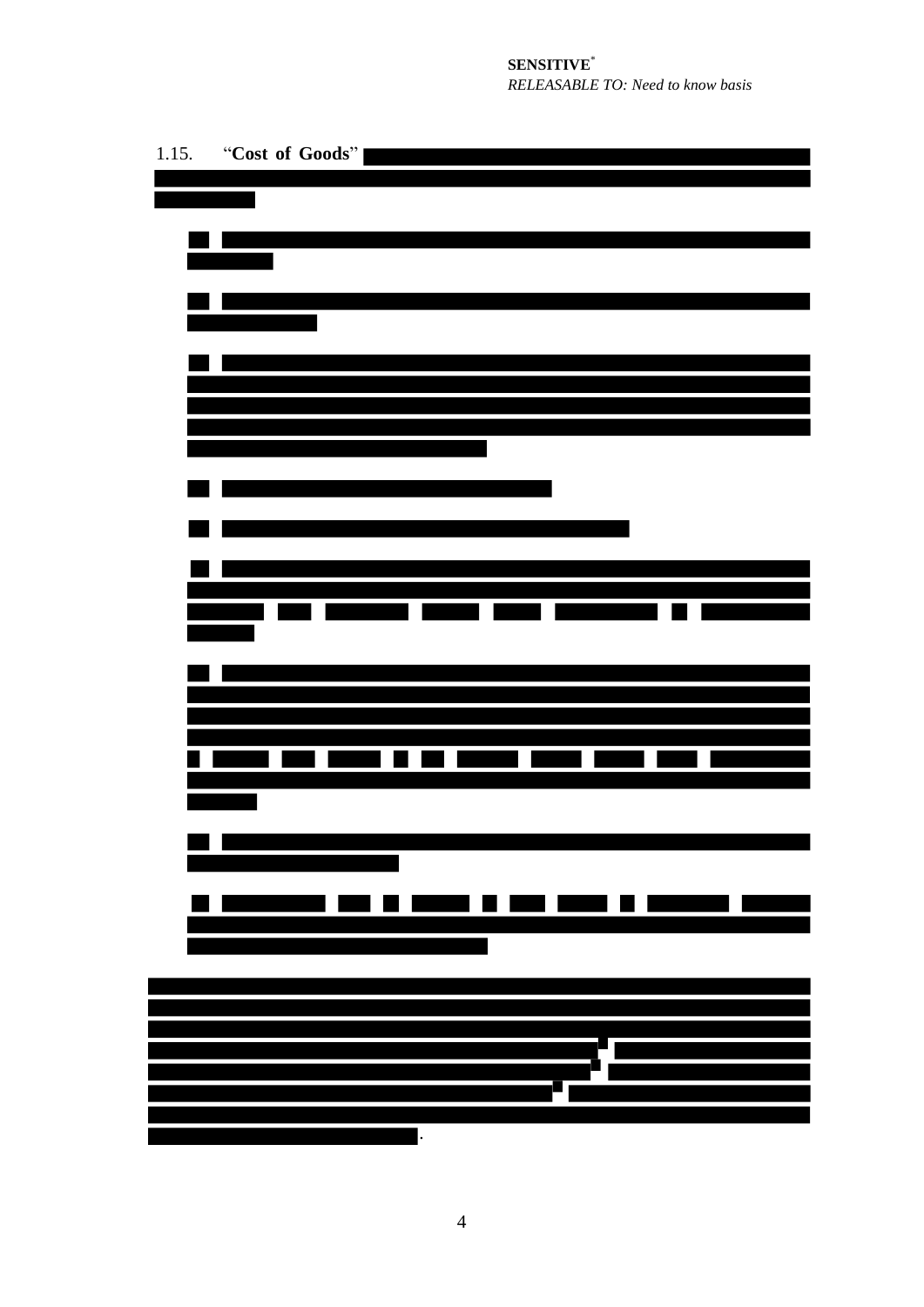1.15. "**Cost of Goods**"

.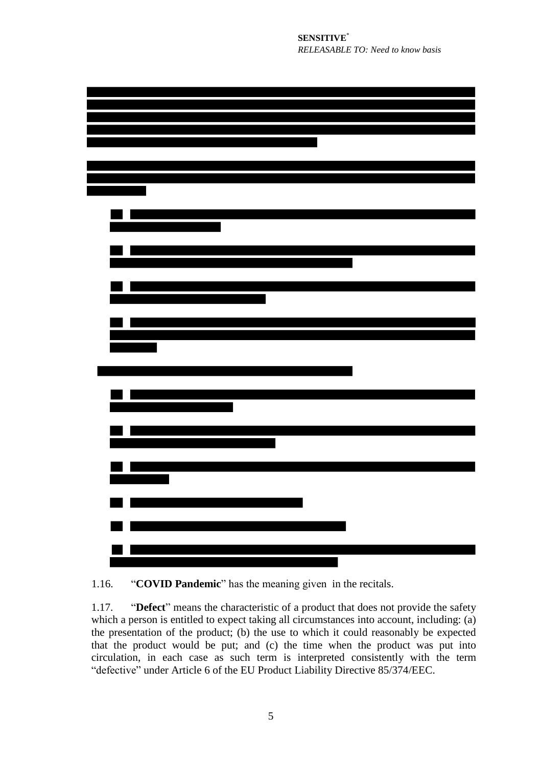1.16. "**COVID Pandemic**" has the meaning given in the recitals.

1.17. "**Defect**" means the characteristic of a product that does not provide the safety which a person is entitled to expect taking all circumstances into account, including: (a) the presentation of the product; (b) the use to which it could reasonably be expected that the product would be put; and (c) the time when the product was put into circulation, in each case as such term is interpreted consistently with the term "defective" under Article 6 of the EU Product Liability Directive 85/374/EEC.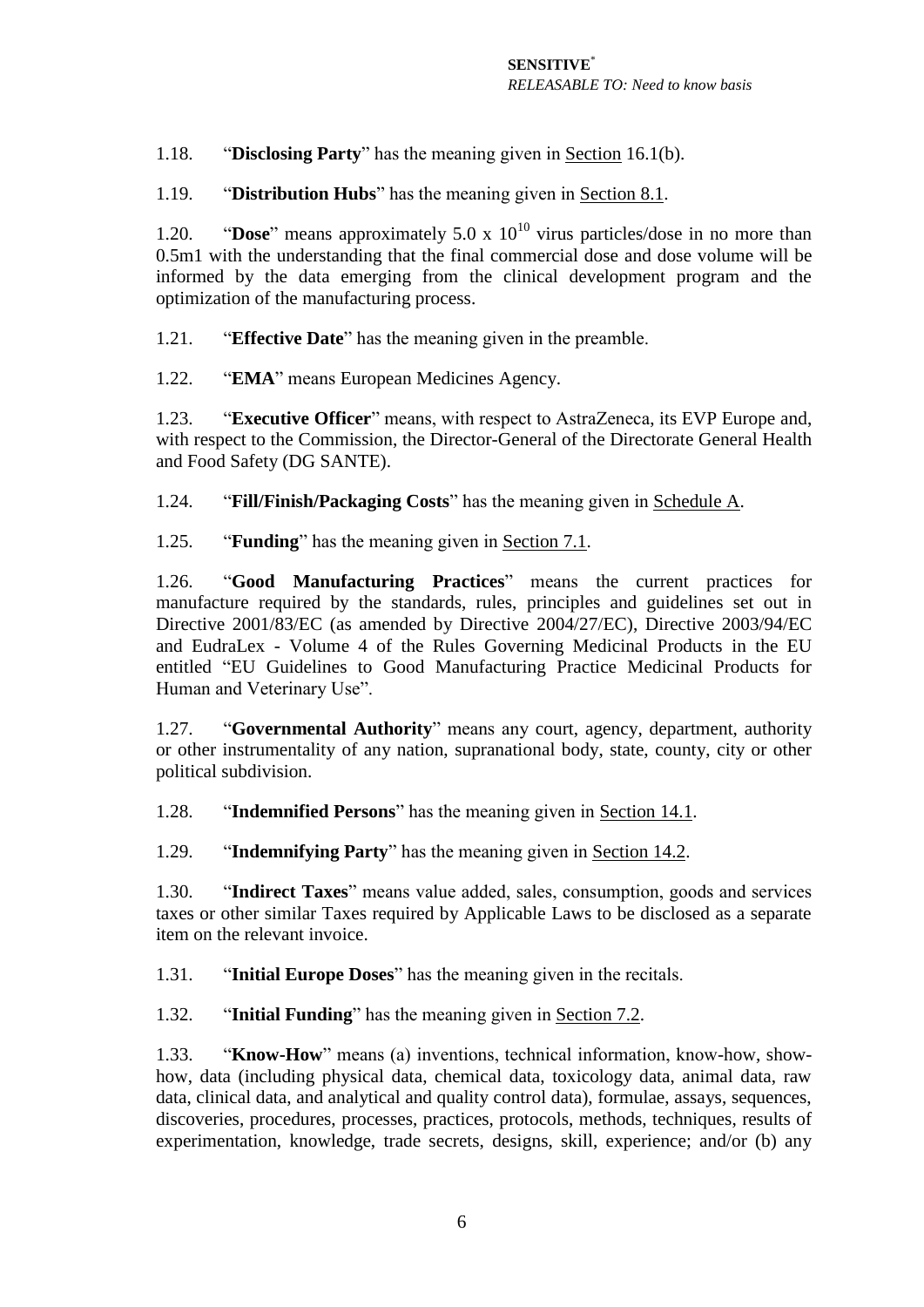1.18. "**Disclosing Party**" has the meaning given in Section 16.1(b).

1.19. "**Distribution Hubs**" has the meaning given in Section 8.1.

1.20. "**Dose**" means approximately 5.0 x $10^{10}$ virus particles/dose in no more than 0.5m1 with the understanding that the final commercial dose and dose volume will be informed by the data emerging from the clinical development program and the optimization of the manufacturing process.

1.21. "**Effective Date**" has the meaning given in the preamble.

1.22. "**EMA**" means European Medicines Agency.

1.23. "**Executive Officer**" means, with respect to AstraZeneca, its EVP Europe and, with respect to the Commission, the Director-General of the Directorate General Health and Food Safety (DG SANTE).

1.24. "**Fill/Finish/Packaging Costs**" has the meaning given in Schedule A.

1.25. "**Funding**" has the meaning given in Section 7.1.

1.26. "**Good Manufacturing Practices**" means the current practices for manufacture required by the standards, rules, principles and guidelines set out in Directive 2001/83/EC (as amended by Directive 2004/27/EC), Directive 2003/94/EC and EudraLex - Volume 4 of the Rules Governing Medicinal Products in the EU entitled "EU Guidelines to Good Manufacturing Practice Medicinal Products for Human and Veterinary Use".

1.27. "**Governmental Authority**" means any court, agency, department, authority or other instrumentality of any nation, supranational body, state, county, city or other political subdivision.

1.28. "**Indemnified Persons**" has the meaning given in Section 14.1.

1.29. "**Indemnifying Party**" has the meaning given in Section 14.2.

1.30. "**Indirect Taxes**" means value added, sales, consumption, goods and services taxes or other similar Taxes required by Applicable Laws to be disclosed as a separate item on the relevant invoice.

1.31. "**Initial Europe Doses**" has the meaning given in the recitals.

1.32. "**Initial Funding**" has the meaning given in Section 7.2.

1.33. "**Know-How**" means (a) inventions, technical information, know-how, show-how, data (including physical data, chemical data, toxicology data, animal data, raw data, clinical data, and analytical and quality control data), formulae, assays, sequences, discoveries, procedures, processes, practices, protocols, methods, techniques, results of experimentation, knowledge, trade secrets, designs, skill, experience; and/or (b) any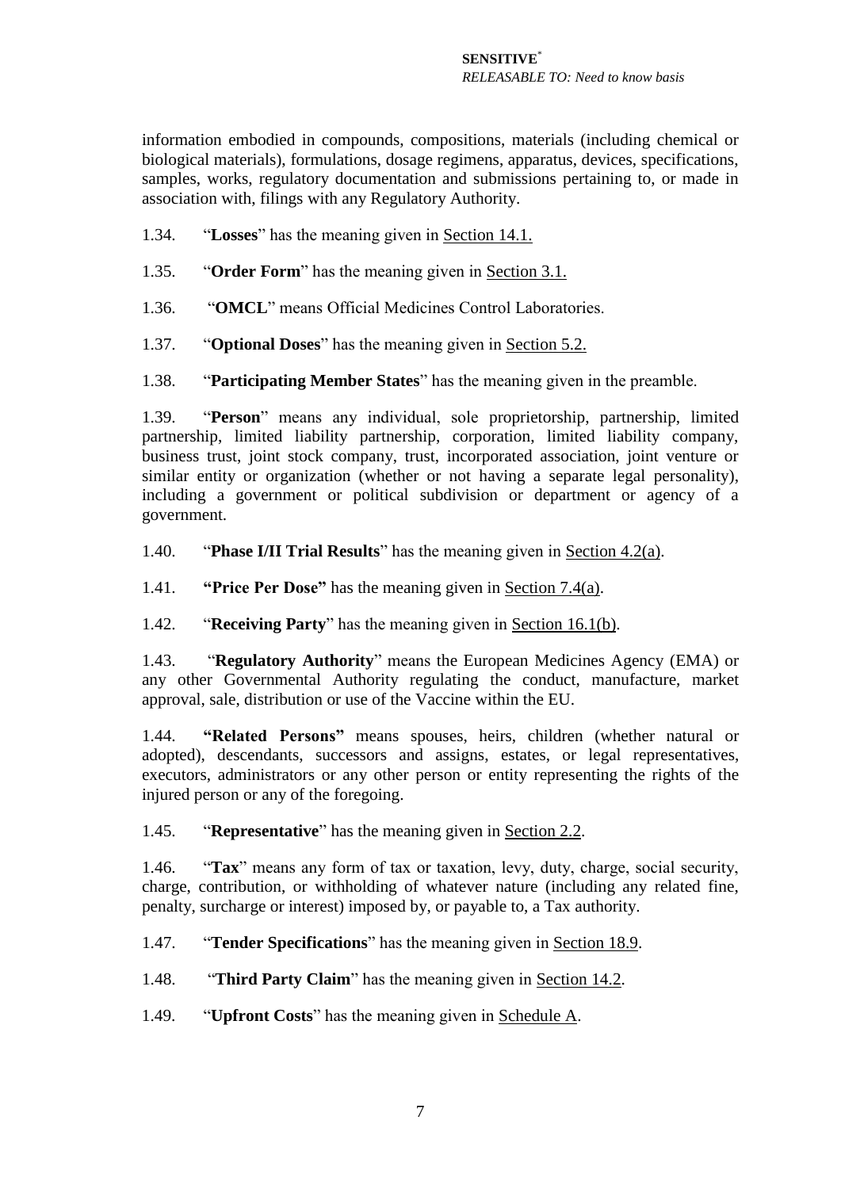information embodied in compounds, compositions, materials (including chemical or biological materials), formulations, dosage regimens, apparatus, devices, specifications, samples, works, regulatory documentation and submissions pertaining to, or made in association with, filings with any Regulatory Authority.

1.34. "**Losses**" has the meaning given in Section 14.1.

1.35. "**Order Form**" has the meaning given in Section 3.1.

1.36. "**OMCL**" means Official Medicines Control Laboratories.

1.37. "**Optional Doses**" has the meaning given in Section 5.2.

1.38. "**Participating Member States**" has the meaning given in the preamble.

1.39. "**Person**" means any individual, sole proprietorship, partnership, limited partnership, limited liability partnership, corporation, limited liability company, business trust, joint stock company, trust, incorporated association, joint venture or similar entity or organization (whether or not having a separate legal personality), including a government or political subdivision or department or agency of a government.

1.40. "**Phase I/II Trial Results**" has the meaning given in Section 4.2(a).

1.41. **"Price Per Dose"** has the meaning given in Section 7.4(a).

1.42. "**Receiving Party**" has the meaning given in Section 16.1(b).

1.43. "**Regulatory Authority**" means the European Medicines Agency (EMA) or any other Governmental Authority regulating the conduct, manufacture, market approval, sale, distribution or use of the Vaccine within the EU.

1.44. **"Related Persons"** means spouses, heirs, children (whether natural or adopted), descendants, successors and assigns, estates, or legal representatives, executors, administrators or any other person or entity representing the rights of the injured person or any of the foregoing.

1.45. "**Representative**" has the meaning given in Section 2.2.

1.46. "**Tax**" means any form of tax or taxation, levy, duty, charge, social security, charge, contribution, or withholding of whatever nature (including any related fine, penalty, surcharge or interest) imposed by, or payable to, a Tax authority.

1.47. "**Tender Specifications**" has the meaning given in Section 18.9.

1.48. "**Third Party Claim**" has the meaning given in Section 14.2.

1.49. "**Upfront Costs**" has the meaning given in Schedule A.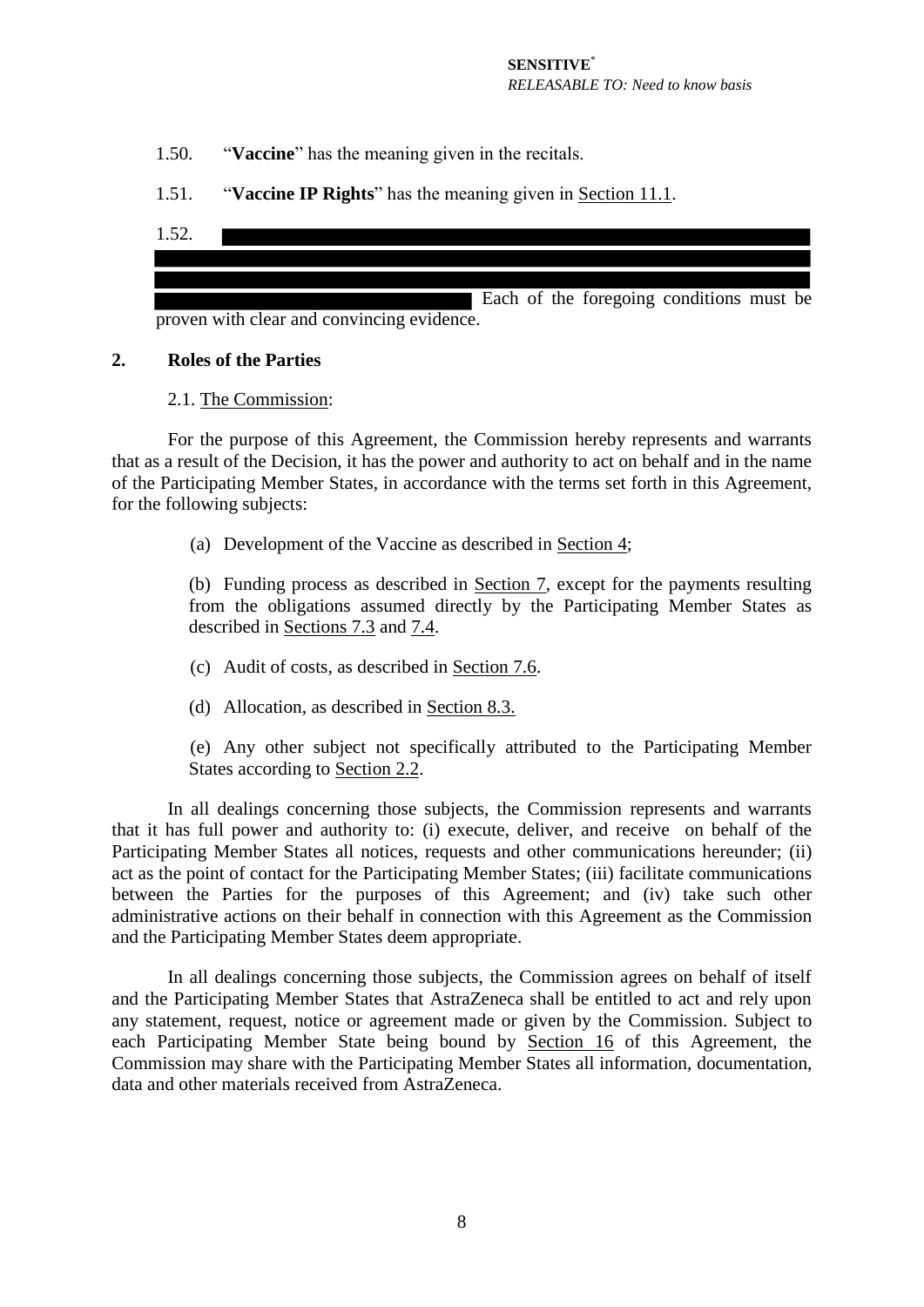1.50. "**Vaccine**" has the meaning given in the recitals.

1.51. "**Vaccine IP Rights**" has the meaning given in Section 11.1.

1.52. [REDACTED] Each of the foregoing conditions must be proven with clear and convincing evidence.

## 2. Roles of the Parties

2.1. The Commission:

For the purpose of this Agreement, the Commission hereby represents and warrants that as a result of the Decision, it has the power and authority to act on behalf and in the name of the Participating Member States, in accordance with the terms set forth in this Agreement, for the following subjects:

(a) Development of the Vaccine as described in Section 4;

(b) Funding process as described in Section 7, except for the payments resulting from the obligations assumed directly by the Participating Member States as described in Sections 7.3 and 7.4.

(c) Audit of costs, as described in Section 7.6.

(d) Allocation, as described in Section 8.3.

(e) Any other subject not specifically attributed to the Participating Member States according to Section 2.2.

In all dealings concerning those subjects, the Commission represents and warrants that it has full power and authority to: (i) execute, deliver, and receive on behalf of the Participating Member States all notices, requests and other communications hereunder; (ii) act as the point of contact for the Participating Member States; (iii) facilitate communications between the Parties for the purposes of this Agreement; and (iv) take such other administrative actions on their behalf in connection with this Agreement as the Commission and the Participating Member States deem appropriate.

In all dealings concerning those subjects, the Commission agrees on behalf of itself and the Participating Member States that AstraZeneca shall be entitled to act and rely upon any statement, request, notice or agreement made or given by the Commission. Subject to each Participating Member State being bound by Section 16 of this Agreement, the Commission may share with the Participating Member States all information, documentation, data and other materials received from AstraZeneca.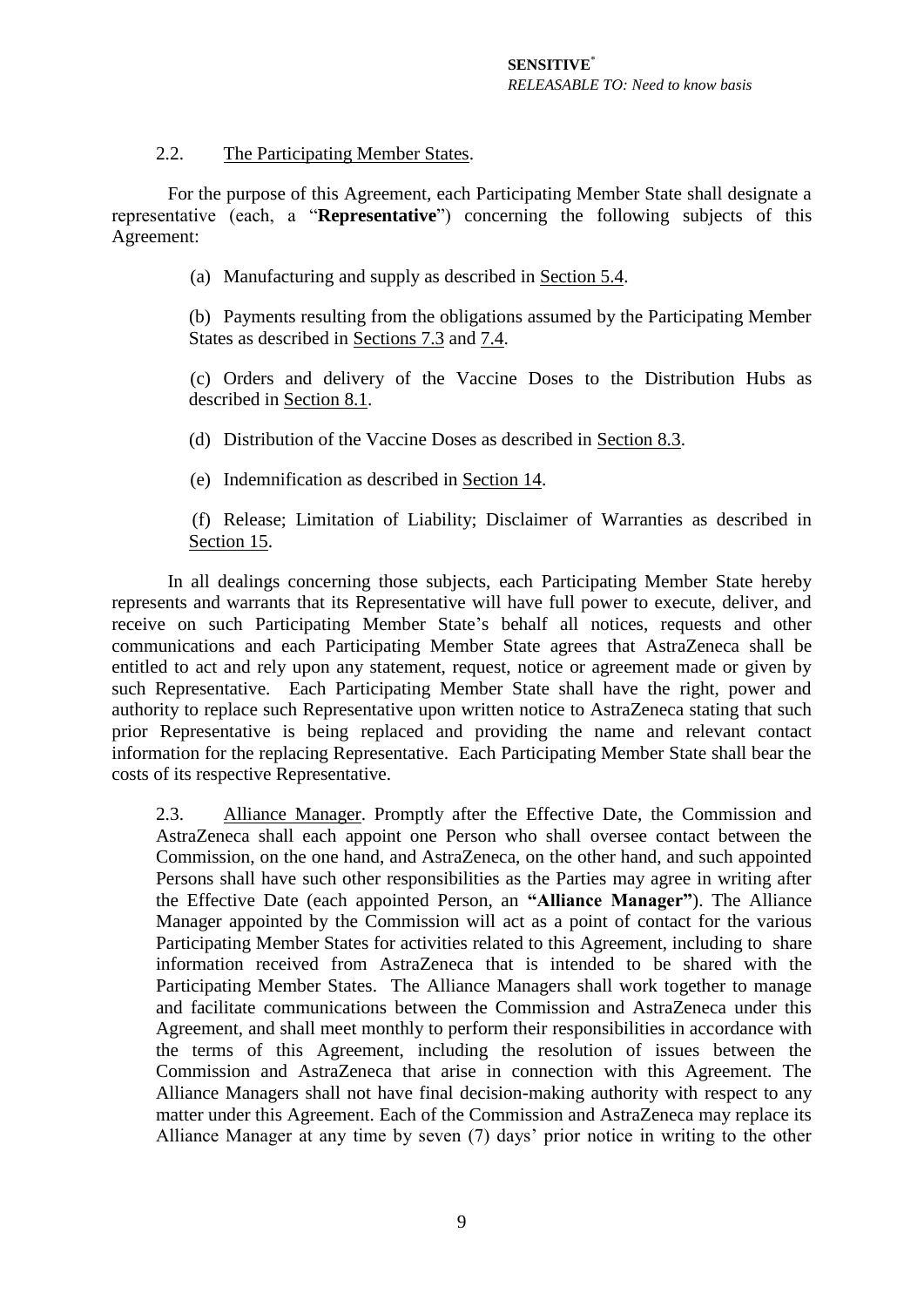2.2. The Participating Member States.

For the purpose of this Agreement, each Participating Member State shall designate a representative (each, a "**Representative**") concerning the following subjects of this Agreement:

(a) Manufacturing and supply as described in Section 5.4.

(b) Payments resulting from the obligations assumed by the Participating Member States as described in Sections 7.3 and 7.4.

(c) Orders and delivery of the Vaccine Doses to the Distribution Hubs as described in Section 8.1.

(d) Distribution of the Vaccine Doses as described in Section 8.3.

(e) Indemnification as described in Section 14.

(f) Release; Limitation of Liability; Disclaimer of Warranties as described in Section 15.

In all dealings concerning those subjects, each Participating Member State hereby represents and warrants that its Representative will have full power to execute, deliver, and receive on such Participating Member State's behalf all notices, requests and other communications and each Participating Member State agrees that AstraZeneca shall be entitled to act and rely upon any statement, request, notice or agreement made or given by such Representative. Each Participating Member State shall have the right, power and authority to replace such Representative upon written notice to AstraZeneca stating that such prior Representative is being replaced and providing the name and relevant contact information for the replacing Representative. Each Participating Member State shall bear the costs of its respective Representative.

2.3. Alliance Manager. Promptly after the Effective Date, the Commission and AstraZeneca shall each appoint one Person who shall oversee contact between the Commission, on the one hand, and AstraZeneca, on the other hand, and such appointed Persons shall have such other responsibilities as the Parties may agree in writing after the Effective Date (each appointed Person, an **"Alliance Manager"**). The Alliance Manager appointed by the Commission will act as a point of contact for the various Participating Member States for activities related to this Agreement, including to share information received from AstraZeneca that is intended to be shared with the Participating Member States. The Alliance Managers shall work together to manage and facilitate communications between the Commission and AstraZeneca under this Agreement, and shall meet monthly to perform their responsibilities in accordance with the terms of this Agreement, including the resolution of issues between the Commission and AstraZeneca that arise in connection with this Agreement. The Alliance Managers shall not have final decision-making authority with respect to any matter under this Agreement. Each of the Commission and AstraZeneca may replace its Alliance Manager at any time by seven (7) days' prior notice in writing to the other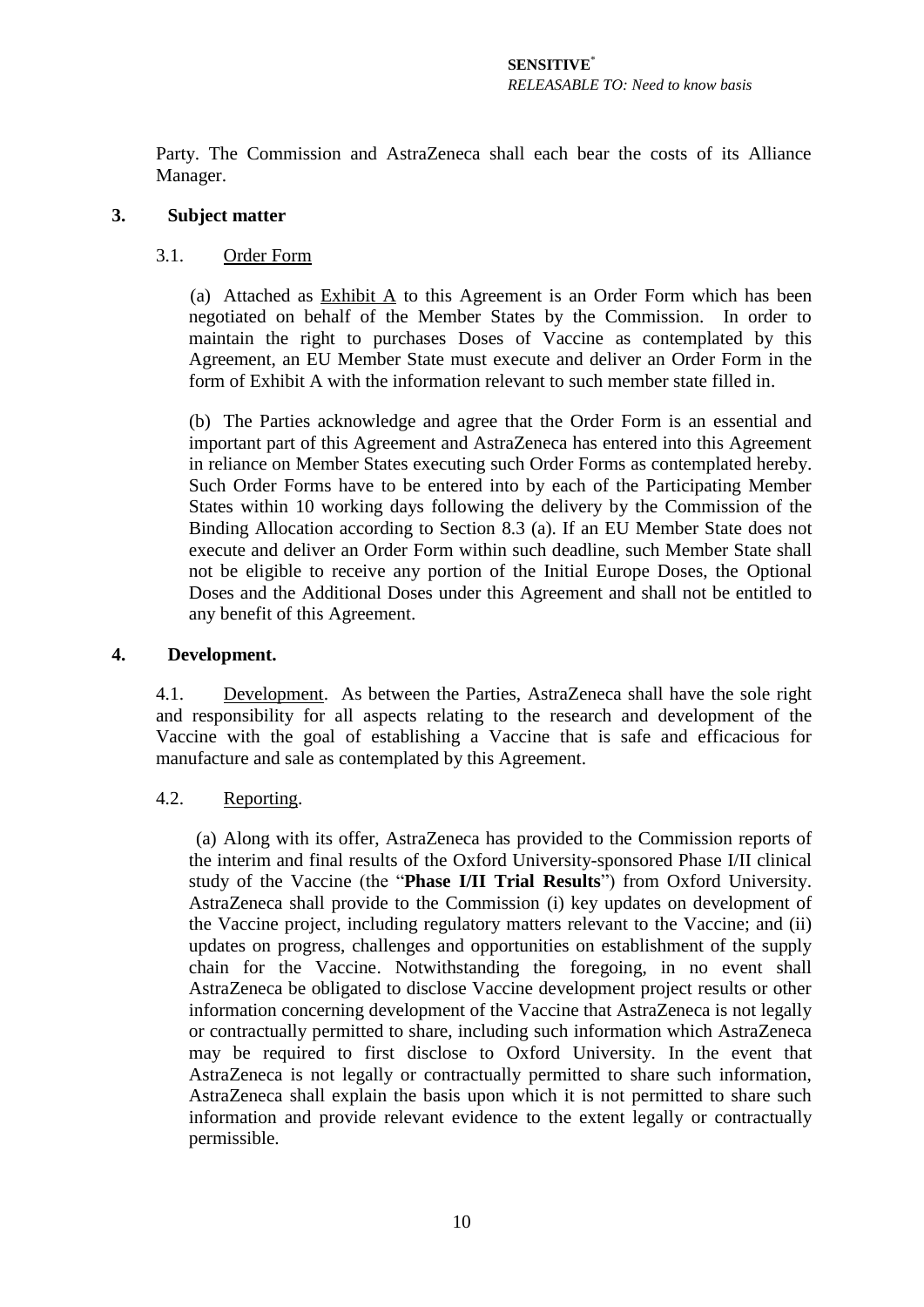Party. The Commission and AstraZeneca shall each bear the costs of its Alliance Manager.

## 3. Subject matter

### 3.1. Order Form

(a) Attached as Exhibit A to this Agreement is an Order Form which has been negotiated on behalf of the Member States by the Commission. In order to maintain the right to purchases Doses of Vaccine as contemplated by this Agreement, an EU Member State must execute and deliver an Order Form in the form of Exhibit A with the information relevant to such member state filled in.

(b) The Parties acknowledge and agree that the Order Form is an essential and important part of this Agreement and AstraZeneca has entered into this Agreement in reliance on Member States executing such Order Forms as contemplated hereby. Such Order Forms have to be entered into by each of the Participating Member States within 10 working days following the delivery by the Commission of the Binding Allocation according to Section 8.3 (a). If an EU Member State does not execute and deliver an Order Form within such deadline, such Member State shall not be eligible to receive any portion of the Initial Europe Doses, the Optional Doses and the Additional Doses under this Agreement and shall not be entitled to any benefit of this Agreement.

## 4. Development.

4.1. Development. As between the Parties, AstraZeneca shall have the sole right and responsibility for all aspects relating to the research and development of the Vaccine with the goal of establishing a Vaccine that is safe and efficacious for manufacture and sale as contemplated by this Agreement.

4.2. Reporting.

(a) Along with its offer, AstraZeneca has provided to the Commission reports of the interim and final results of the Oxford University-sponsored Phase I/II clinical study of the Vaccine (the "**Phase I/II Trial Results**") from Oxford University. AstraZeneca shall provide to the Commission (i) key updates on development of the Vaccine project, including regulatory matters relevant to the Vaccine; and (ii) updates on progress, challenges and opportunities on establishment of the supply chain for the Vaccine. Notwithstanding the foregoing, in no event shall AstraZeneca be obligated to disclose Vaccine development project results or other information concerning development of the Vaccine that AstraZeneca is not legally or contractually permitted to share, including such information which AstraZeneca may be required to first disclose to Oxford University. In the event that AstraZeneca is not legally or contractually permitted to share such information, AstraZeneca shall explain the basis upon which it is not permitted to share such information and provide relevant evidence to the extent legally or contractually permissible.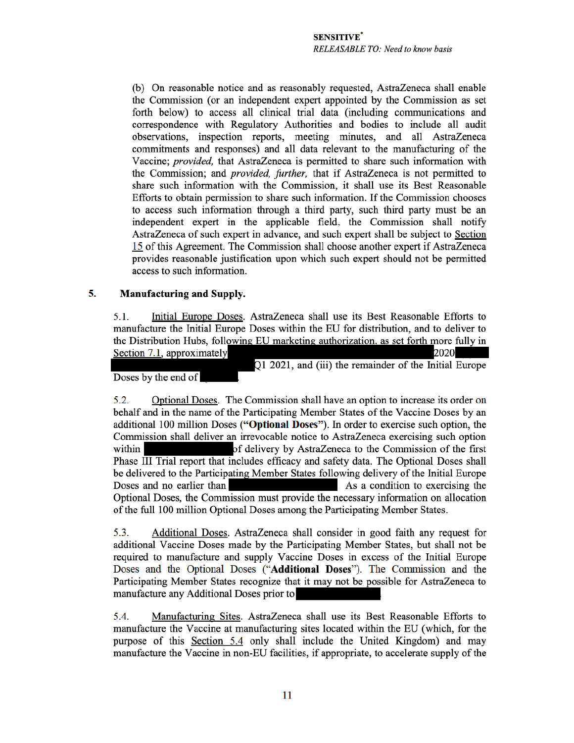SENSITIVE*
*RELEASABLE TO: Need to know basis*

(b) On reasonable notice and as reasonably requested, AstraZeneca shall enable the Commission (or an independent expert appointed by the Commission as set forth below) to access all clinical trial data (including communications and correspondence with Regulatory Authorities and bodies to include all audit observations, inspection reports, meeting minutes, and all AstraZeneca commitments and responses) and all data relevant to the manufacturing of the Vaccine; *provided,* that AstraZeneca is permitted to share such information with the Commission; and *provided, further,* that if AstraZeneca is not permitted to share such information with the Commission, it shall use its Best Reasonable Efforts to obtain permission to share such information. If the Commission chooses to access such information through a third party, such third party must be an independent expert in the applicable field, the Commission shall notify AstraZeneca of such expert in advance, and such expert shall be subject to Section 15 of this Agreement. The Commission shall choose another expert if AstraZeneca provides reasonable justification upon which such expert should not be permitted access to such information.

## 5. Manufacturing and Supply.

5.1. Initial Europe Doses. AstraZeneca shall use its Best Reasonable Efforts to manufacture the Initial Europe Doses within the EU for distribution, and to deliver to the Distribution Hubs, following EU marketing authorization, as set forth more fully in Section 7.1, approximately [REDACTED] 2020 [REDACTED] Q1 2021, and (iii) the remainder of the Initial Europe Doses by the end of [REDACTED].

5.2. Optional Doses. The Commission shall have an option to increase its order on behalf and in the name of the Participating Member States of the Vaccine Doses by an additional 100 million Doses (**"Optional Doses"**). In order to exercise such option, the Commission shall deliver an irrevocable notice to AstraZeneca exercising such option within [REDACTED] of delivery by AstraZeneca to the Commission of the first Phase III Trial report that includes efficacy and safety data. The Optional Doses shall be delivered to the Participating Member States following delivery of the Initial Europe Doses and no earlier than [REDACTED] As a condition to exercising the Optional Doses, the Commission must provide the necessary information on allocation of the full 100 million Optional Doses among the Participating Member States.

5.3. Additional Doses. AstraZeneca shall consider in good faith any request for additional Vaccine Doses made by the Participating Member States, but shall not be required to manufacture and supply Vaccine Doses in excess of the Initial Europe Doses and the Optional Doses (**"Additional Doses"**). The Commission and the Participating Member States recognize that it may not be possible for AstraZeneca to manufacture any Additional Doses prior to [REDACTED].

5.4. Manufacturing Sites. AstraZeneca shall use its Best Reasonable Efforts to manufacture the Vaccine at manufacturing sites located within the EU (which, for the purpose of this Section 5.4 only shall include the United Kingdom) and may manufacture the Vaccine in non-EU facilities, if appropriate, to accelerate supply of the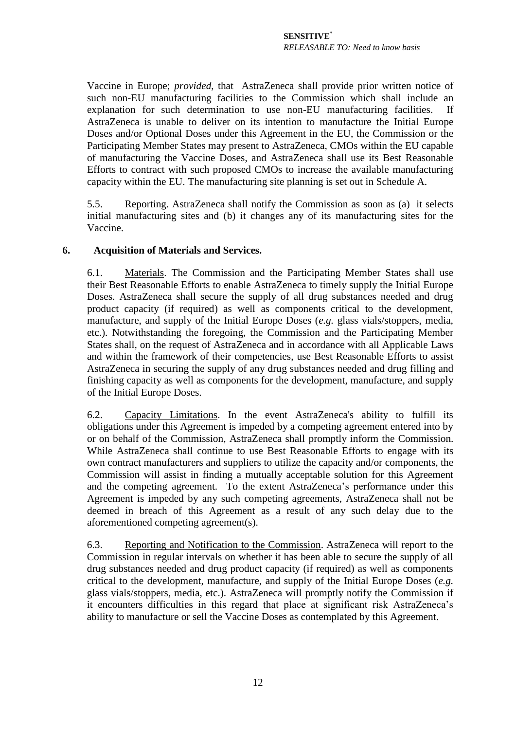Vaccine in Europe; *provided*, that AstraZeneca shall provide prior written notice of such non-EU manufacturing facilities to the Commission which shall include an explanation for such determination to use non-EU manufacturing facilities. If AstraZeneca is unable to deliver on its intention to manufacture the Initial Europe Doses and/or Optional Doses under this Agreement in the EU, the Commission or the Participating Member States may present to AstraZeneca, CMOs within the EU capable of manufacturing the Vaccine Doses, and AstraZeneca shall use its Best Reasonable Efforts to contract with such proposed CMOs to increase the available manufacturing capacity within the EU. The manufacturing site planning is set out in Schedule A.

5.5. Reporting. AstraZeneca shall notify the Commission as soon as (a) it selects initial manufacturing sites and (b) it changes any of its manufacturing sites for the Vaccine.

## 6. Acquisition of Materials and Services.

6.1. Materials. The Commission and the Participating Member States shall use their Best Reasonable Efforts to enable AstraZeneca to timely supply the Initial Europe Doses. AstraZeneca shall secure the supply of all drug substances needed and drug product capacity (if required) as well as components critical to the development, manufacture, and supply of the Initial Europe Doses (*e.g.* glass vials/stoppers, media, etc.). Notwithstanding the foregoing, the Commission and the Participating Member States shall, on the request of AstraZeneca and in accordance with all Applicable Laws and within the framework of their competencies, use Best Reasonable Efforts to assist AstraZeneca in securing the supply of any drug substances needed and drug filling and finishing capacity as well as components for the development, manufacture, and supply of the Initial Europe Doses.

6.2. Capacity Limitations. In the event AstraZeneca's ability to fulfill its obligations under this Agreement is impeded by a competing agreement entered into by or on behalf of the Commission, AstraZeneca shall promptly inform the Commission. While AstraZeneca shall continue to use Best Reasonable Efforts to engage with its own contract manufacturers and suppliers to utilize the capacity and/or components, the Commission will assist in finding a mutually acceptable solution for this Agreement and the competing agreement. To the extent AstraZeneca's performance under this Agreement is impeded by any such competing agreements, AstraZeneca shall not be deemed in breach of this Agreement as a result of any such delay due to the aforementioned competing agreement(s).

6.3. Reporting and Notification to the Commission. AstraZeneca will report to the Commission in regular intervals on whether it has been able to secure the supply of all drug substances needed and drug product capacity (if required) as well as components critical to the development, manufacture, and supply of the Initial Europe Doses (*e.g.* glass vials/stoppers, media, etc.). AstraZeneca will promptly notify the Commission if it encounters difficulties in this regard that place at significant risk AstraZeneca's ability to manufacture or sell the Vaccine Doses as contemplated by this Agreement.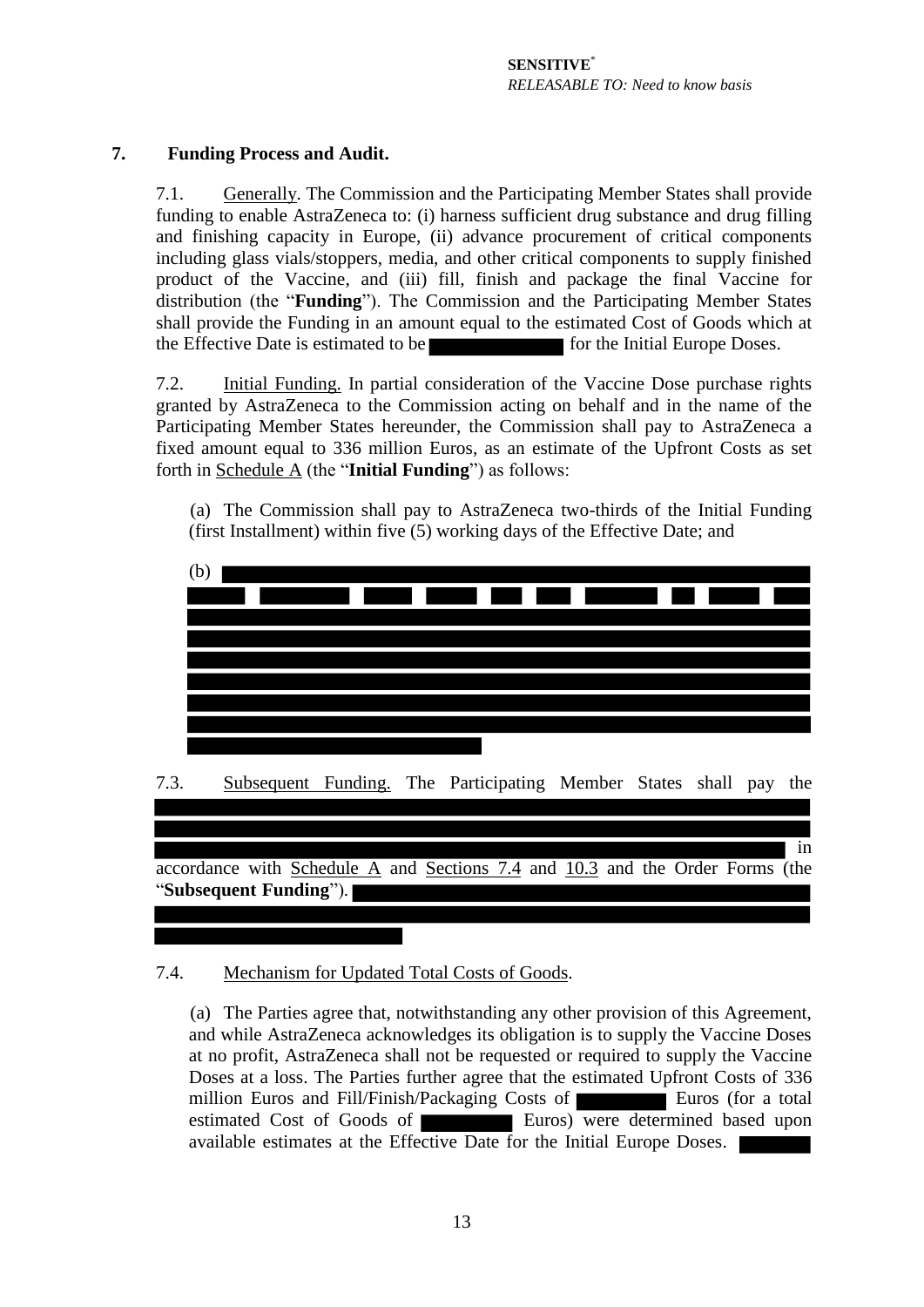**SENSITIVE***
*RELEASABLE TO: Need to know basis*

**7. Funding Process and Audit.**

7.1. Generally. The Commission and the Participating Member States shall provide funding to enable AstraZeneca to: (i) harness sufficient drug substance and drug filling and finishing capacity in Europe, (ii) advance procurement of critical components including glass vials/stoppers, media, and other critical components to supply finished product of the Vaccine, and (iii) fill, finish and package the final Vaccine for distribution (the "**Funding**"). The Commission and the Participating Member States shall provide the Funding in an amount equal to the estimated Cost of Goods which at the Effective Date is estimated to be [REDACTED] for the Initial Europe Doses.

7.2. Initial Funding. In partial consideration of the Vaccine Dose purchase rights granted by AstraZeneca to the Commission acting on behalf and in the name of the Participating Member States hereunder, the Commission shall pay to AstraZeneca a fixed amount equal to 336 million Euros, as an estimate of the Upfront Costs as set forth in Schedule A (the "**Initial Funding**") as follows:

(a) The Commission shall pay to AstraZeneca two-thirds of the Initial Funding (first Installment) within five (5) working days of the Effective Date; and

(b) [REDACTED]

7.3. Subsequent Funding. The Participating Member States shall pay the [REDACTED] in accordance with Schedule A and Sections 7.4 and 10.3 and the Order Forms (the "**Subsequent Funding**"). [REDACTED]

7.4. Mechanism for Updated Total Costs of Goods.

(a) The Parties agree that, notwithstanding any other provision of this Agreement, and while AstraZeneca acknowledges its obligation is to supply the Vaccine Doses at no profit, AstraZeneca shall not be requested or required to supply the Vaccine Doses at a loss. The Parties further agree that the estimated Upfront Costs of 336 million Euros and Fill/Finish/Packaging Costs of [REDACTED] Euros (for a total estimated Cost of Goods of [REDACTED] Euros) were determined based upon available estimates at the Effective Date for the Initial Europe Doses. [REDACTED]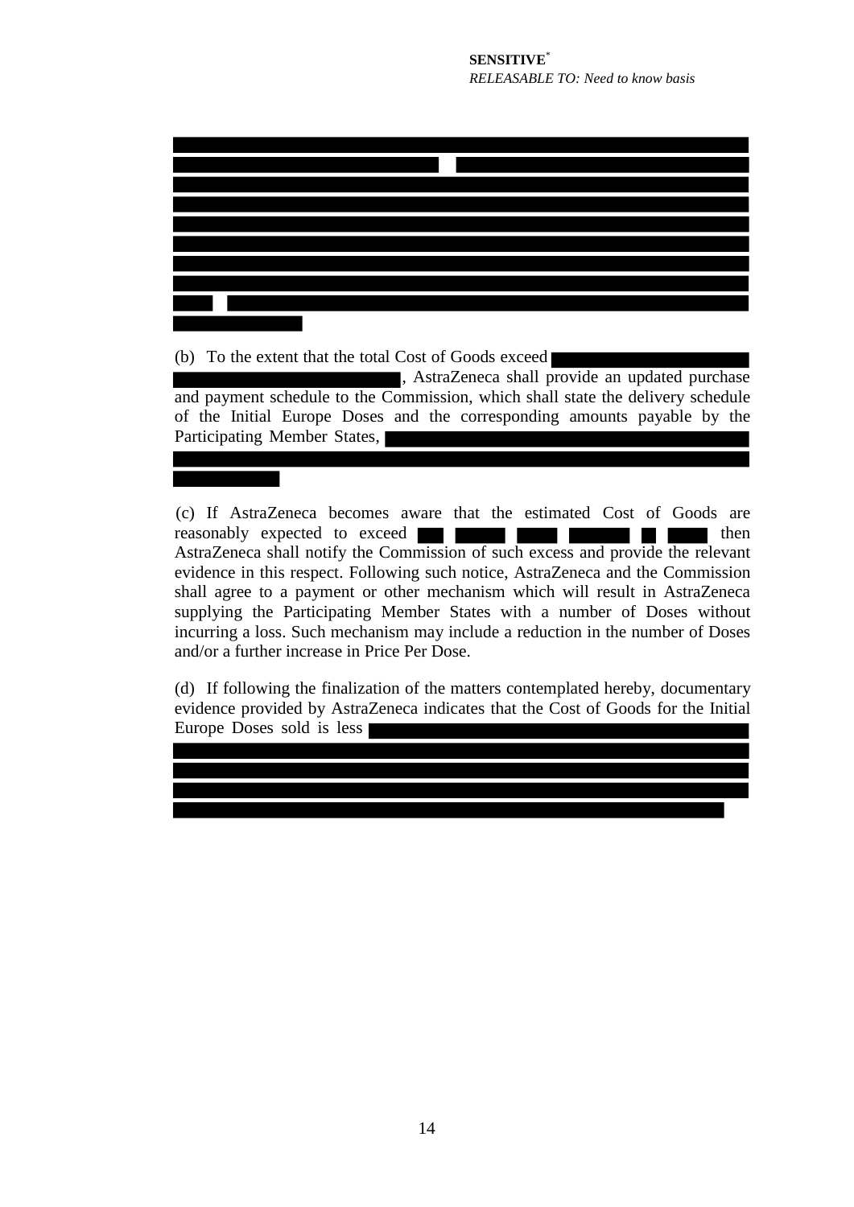(b) To the extent that the total Cost of Goods exceed , AstraZeneca shall provide an updated purchase and payment schedule to the Commission, which shall state the delivery schedule of the Initial Europe Doses and the corresponding amounts payable by the Participating Member States,

(c) If AstraZeneca becomes aware that the estimated Cost of Goods are reasonably expected to exceed then AstraZeneca shall notify the Commission of such excess and provide the relevant evidence in this respect. Following such notice, AstraZeneca and the Commission shall agree to a payment or other mechanism which will result in AstraZeneca supplying the Participating Member States with a number of Doses without incurring a loss. Such mechanism may include a reduction in the number of Doses and/or a further increase in Price Per Dose.

(d) If following the finalization of the matters contemplated hereby, documentary evidence provided by AstraZeneca indicates that the Cost of Goods for the Initial Europe Doses sold is less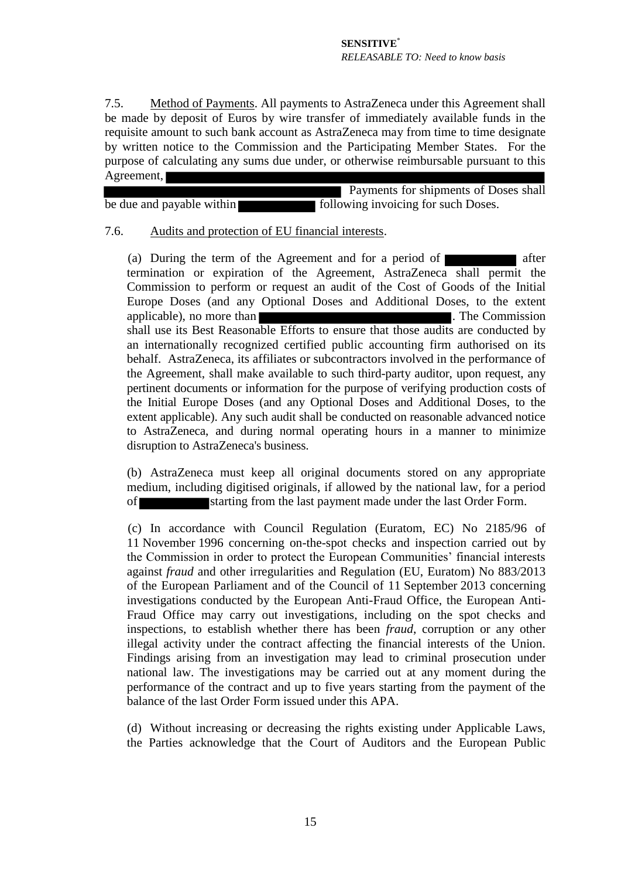7.5. Method of Payments. All payments to AstraZeneca under this Agreement shall be made by deposit of Euros by wire transfer of immediately available funds in the requisite amount to such bank account as AstraZeneca may from time to time designate by written notice to the Commission and the Participating Member States. For the purpose of calculating any sums due under, or otherwise reimbursable pursuant to this Agreement, ███████████████████████████████████████████ Payments for shipments of Doses shall be due and payable within ██████ following invoicing for such Doses.

7.6. Audits and protection of EU financial interests.

(a) During the term of the Agreement and for a period of ██████ after termination or expiration of the Agreement, AstraZeneca shall permit the Commission to perform or request an audit of the Cost of Goods of the Initial Europe Doses (and any Optional Doses and Additional Doses, to the extent applicable), no more than ████████████████. The Commission shall use its Best Reasonable Efforts to ensure that those audits are conducted by an internationally recognized certified public accounting firm authorised on its behalf. AstraZeneca, its affiliates or subcontractors involved in the performance of the Agreement, shall make available to such third-party auditor, upon request, any pertinent documents or information for the purpose of verifying production costs of the Initial Europe Doses (and any Optional Doses and Additional Doses, to the extent applicable). Any such audit shall be conducted on reasonable advanced notice to AstraZeneca, and during normal operating hours in a manner to minimize disruption to AstraZeneca's business.

(b) AstraZeneca must keep all original documents stored on any appropriate medium, including digitised originals, if allowed by the national law, for a period of ██████ starting from the last payment made under the last Order Form.

(c) In accordance with Council Regulation (Euratom, EC) No 2185/96 of 11 November 1996 concerning on-the-spot checks and inspection carried out by the Commission in order to protect the European Communities' financial interests against *fraud* and other irregularities and Regulation (EU, Euratom) No 883/2013 of the European Parliament and of the Council of 11 September 2013 concerning investigations conducted by the European Anti-Fraud Office, the European Anti-Fraud Office may carry out investigations, including on the spot checks and inspections, to establish whether there has been *fraud*, corruption or any other illegal activity under the contract affecting the financial interests of the Union. Findings arising from an investigation may lead to criminal prosecution under national law. The investigations may be carried out at any moment during the performance of the contract and up to five years starting from the payment of the balance of the last Order Form issued under this APA.

(d) Without increasing or decreasing the rights existing under Applicable Laws, the Parties acknowledge that the Court of Auditors and the European Public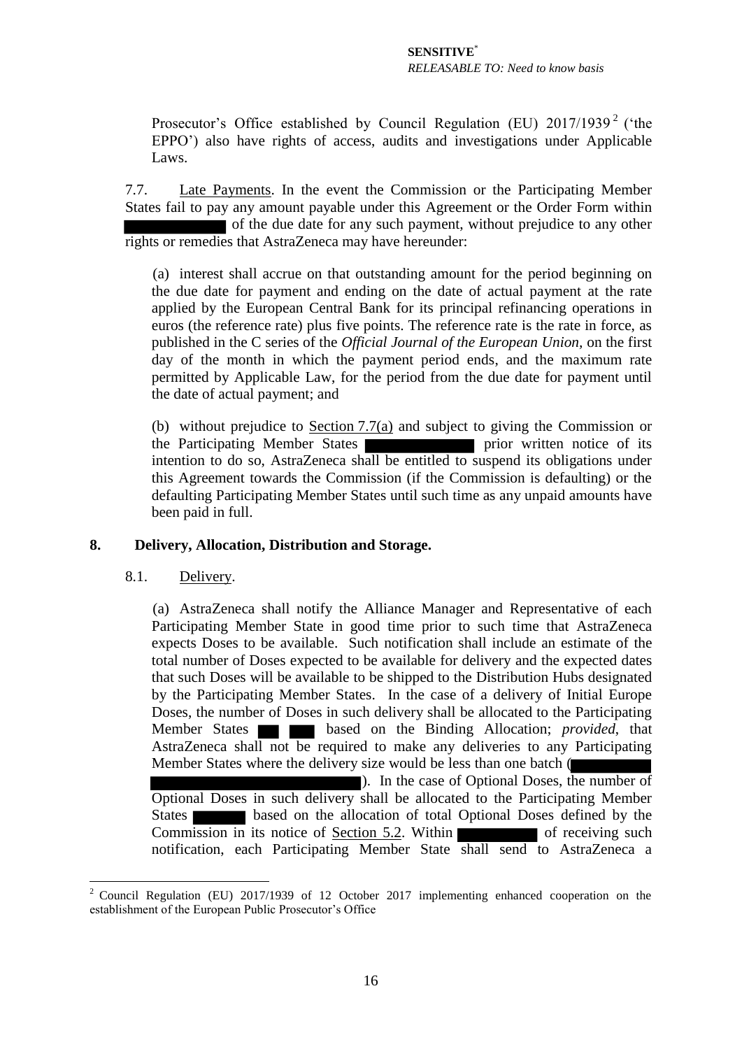Prosecutor's Office established by Council Regulation (EU) 2017/1939[2] ('the EPPO') also have rights of access, audits and investigations under Applicable Laws.

7.7. Late Payments. In the event the Commission or the Participating Member States fail to pay any amount payable under this Agreement or the Order Form within ██████████ of the due date for any such payment, without prejudice to any other rights or remedies that AstraZeneca may have hereunder:

(a) interest shall accrue on that outstanding amount for the period beginning on the due date for payment and ending on the date of actual payment at the rate applied by the European Central Bank for its principal refinancing operations in euros (the reference rate) plus five points. The reference rate is the rate in force, as published in the C series of the *Official Journal of the European Union,* on the first day of the month in which the payment period ends, and the maximum rate permitted by Applicable Law, for the period from the due date for payment until the date of actual payment; and

(b) without prejudice to Section 7.7(a) and subject to giving the Commission or the Participating Member States ██████████ prior written notice of its intention to do so, AstraZeneca shall be entitled to suspend its obligations under this Agreement towards the Commission (if the Commission is defaulting) or the defaulting Participating Member States until such time as any unpaid amounts have been paid in full.

## 8. Delivery, Allocation, Distribution and Storage.

8.1. Delivery.

(a) AstraZeneca shall notify the Alliance Manager and Representative of each Participating Member State in good time prior to such time that AstraZeneca expects Doses to be available. Such notification shall include an estimate of the total number of Doses expected to be available for delivery and the expected dates that such Doses will be available to be shipped to the Distribution Hubs designated by the Participating Member States. In the case of a delivery of Initial Europe Doses, the number of Doses in such delivery shall be allocated to the Participating Member States ██ ██ based on the Binding Allocation; *provided*, that AstraZeneca shall not be required to make any deliveries to any Participating Member States where the delivery size would be less than one batch (██████████ ██████████). In the case of Optional Doses, the number of Optional Doses in such delivery shall be allocated to the Participating Member States ██████ based on the allocation of total Optional Doses defined by the Commission in its notice of Section 5.2. Within ██████████ of receiving such notification, each Participating Member State shall send to AstraZeneca a

[2] Council Regulation (EU) 2017/1939 of 12 October 2017 implementing enhanced cooperation on the establishment of the European Public Prosecutor's Office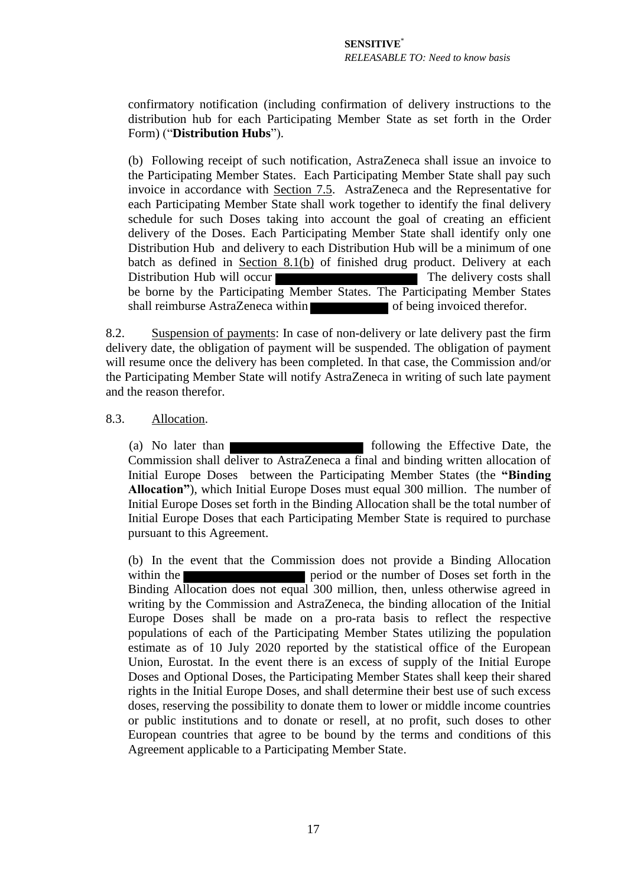confirmatory notification (including confirmation of delivery instructions to the distribution hub for each Participating Member State as set forth in the Order Form) ("**Distribution Hubs**").

(b) Following receipt of such notification, AstraZeneca shall issue an invoice to the Participating Member States. Each Participating Member State shall pay such invoice in accordance with Section 7.5. AstraZeneca and the Representative for each Participating Member State shall work together to identify the final delivery schedule for such Doses taking into account the goal of creating an efficient delivery of the Doses. Each Participating Member State shall identify only one Distribution Hub and delivery to each Distribution Hub will be a minimum of one batch as defined in Section 8.1(b) of finished drug product. Delivery at each Distribution Hub will occur ██████████ The delivery costs shall be borne by the Participating Member States. The Participating Member States shall reimburse AstraZeneca within ██████ of being invoiced therefor.

8.2. Suspension of payments: In case of non-delivery or late delivery past the firm delivery date, the obligation of payment will be suspended. The obligation of payment will resume once the delivery has been completed. In that case, the Commission and/or the Participating Member State will notify AstraZeneca in writing of such late payment and the reason therefor.

8.3. Allocation.

(a) No later than ██████████ following the Effective Date, the Commission shall deliver to AstraZeneca a final and binding written allocation of Initial Europe Doses between the Participating Member States (the **"Binding Allocation"**), which Initial Europe Doses must equal 300 million. The number of Initial Europe Doses set forth in the Binding Allocation shall be the total number of Initial Europe Doses that each Participating Member State is required to purchase pursuant to this Agreement.

(b) In the event that the Commission does not provide a Binding Allocation within the ██████████ period or the number of Doses set forth in the Binding Allocation does not equal 300 million, then, unless otherwise agreed in writing by the Commission and AstraZeneca, the binding allocation of the Initial Europe Doses shall be made on a pro-rata basis to reflect the respective populations of each of the Participating Member States utilizing the population estimate as of 10 July 2020 reported by the statistical office of the European Union, Eurostat. In the event there is an excess of supply of the Initial Europe Doses and Optional Doses, the Participating Member States shall keep their shared rights in the Initial Europe Doses, and shall determine their best use of such excess doses, reserving the possibility to donate them to lower or middle income countries or public institutions and to donate or resell, at no profit, such doses to other European countries that agree to be bound by the terms and conditions of this Agreement applicable to a Participating Member State.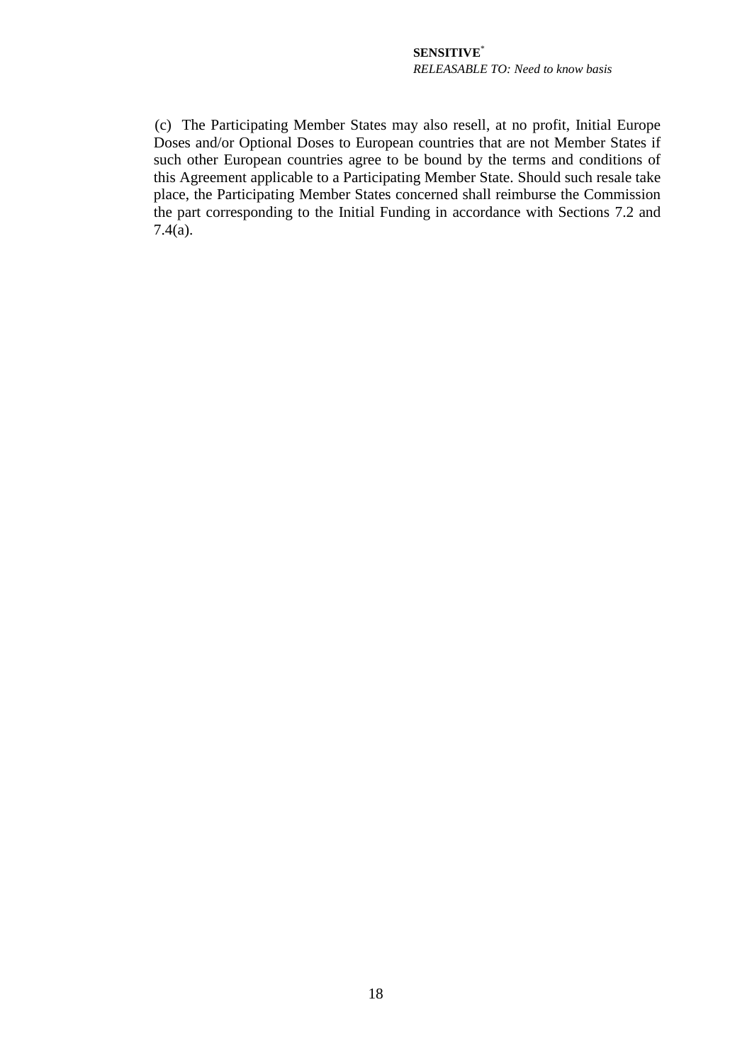(c) The Participating Member States may also resell, at no profit, Initial Europe Doses and/or Optional Doses to European countries that are not Member States if such other European countries agree to be bound by the terms and conditions of this Agreement applicable to a Participating Member State. Should such resale take place, the Participating Member States concerned shall reimburse the Commission the part corresponding to the Initial Funding in accordance with Sections 7.2 and 7.4(a).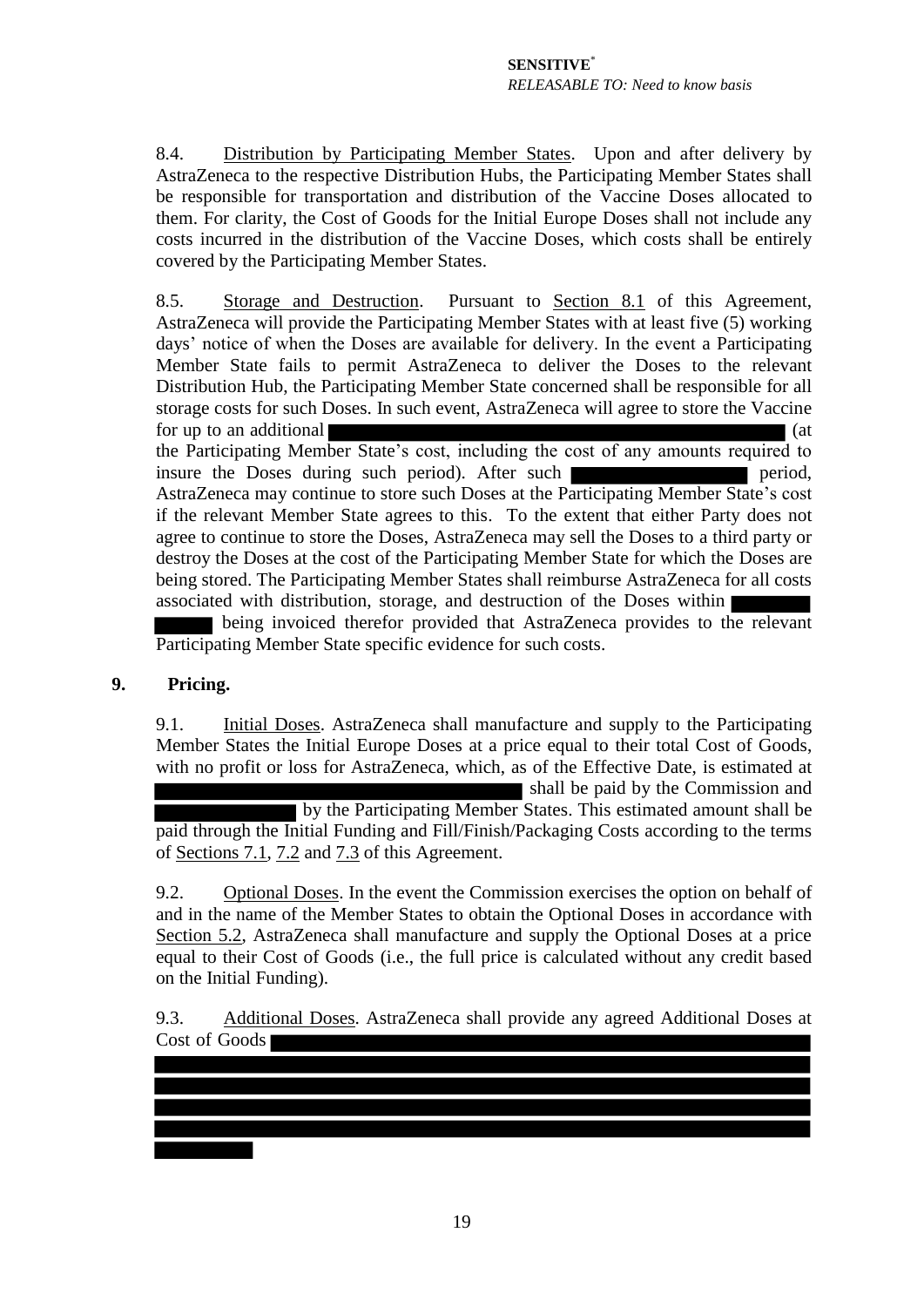8.4. Distribution by Participating Member States. Upon and after delivery by AstraZeneca to the respective Distribution Hubs, the Participating Member States shall be responsible for transportation and distribution of the Vaccine Doses allocated to them. For clarity, the Cost of Goods for the Initial Europe Doses shall not include any costs incurred in the distribution of the Vaccine Doses, which costs shall be entirely covered by the Participating Member States.

8.5. Storage and Destruction. Pursuant to Section 8.1 of this Agreement, AstraZeneca will provide the Participating Member States with at least five (5) working days' notice of when the Doses are available for delivery. In the event a Participating Member State fails to permit AstraZeneca to deliver the Doses to the relevant Distribution Hub, the Participating Member State concerned shall be responsible for all storage costs for such Doses. In such event, AstraZeneca will agree to store the Vaccine for up to an additional ██████████████████████████ (at the Participating Member State's cost, including the cost of any amounts required to insure the Doses during such period). After such ██████████ period, AstraZeneca may continue to store such Doses at the Participating Member State's cost if the relevant Member State agrees to this. To the extent that either Party does not agree to continue to store the Doses, AstraZeneca may sell the Doses to a third party or destroy the Doses at the cost of the Participating Member State for which the Doses are being stored. The Participating Member States shall reimburse AstraZeneca for all costs associated with distribution, storage, and destruction of the Doses within ████ ███ being invoiced therefor provided that AstraZeneca provides to the relevant Participating Member State specific evidence for such costs.

**9. Pricing.**

9.1. Initial Doses. AstraZeneca shall manufacture and supply to the Participating Member States the Initial Europe Doses at a price equal to their total Cost of Goods, with no profit or loss for AstraZeneca, which, as of the Effective Date, is estimated at ████████████████████ shall be paid by the Commission and ███████ by the Participating Member States. This estimated amount shall be paid through the Initial Funding and Fill/Finish/Packaging Costs according to the terms of Sections 7.1, 7.2 and 7.3 of this Agreement.

9.2. Optional Doses. In the event the Commission exercises the option on behalf of and in the name of the Member States to obtain the Optional Doses in accordance with Section 5.2, AstraZeneca shall manufacture and supply the Optional Doses at a price equal to their Cost of Goods (i.e., the full price is calculated without any credit based on the Initial Funding).

9.3. Additional Doses. AstraZeneca shall provide any agreed Additional Doses at Cost of Goods ████████████████████████████████████████████████████████████████████████████████████████████████████████████████████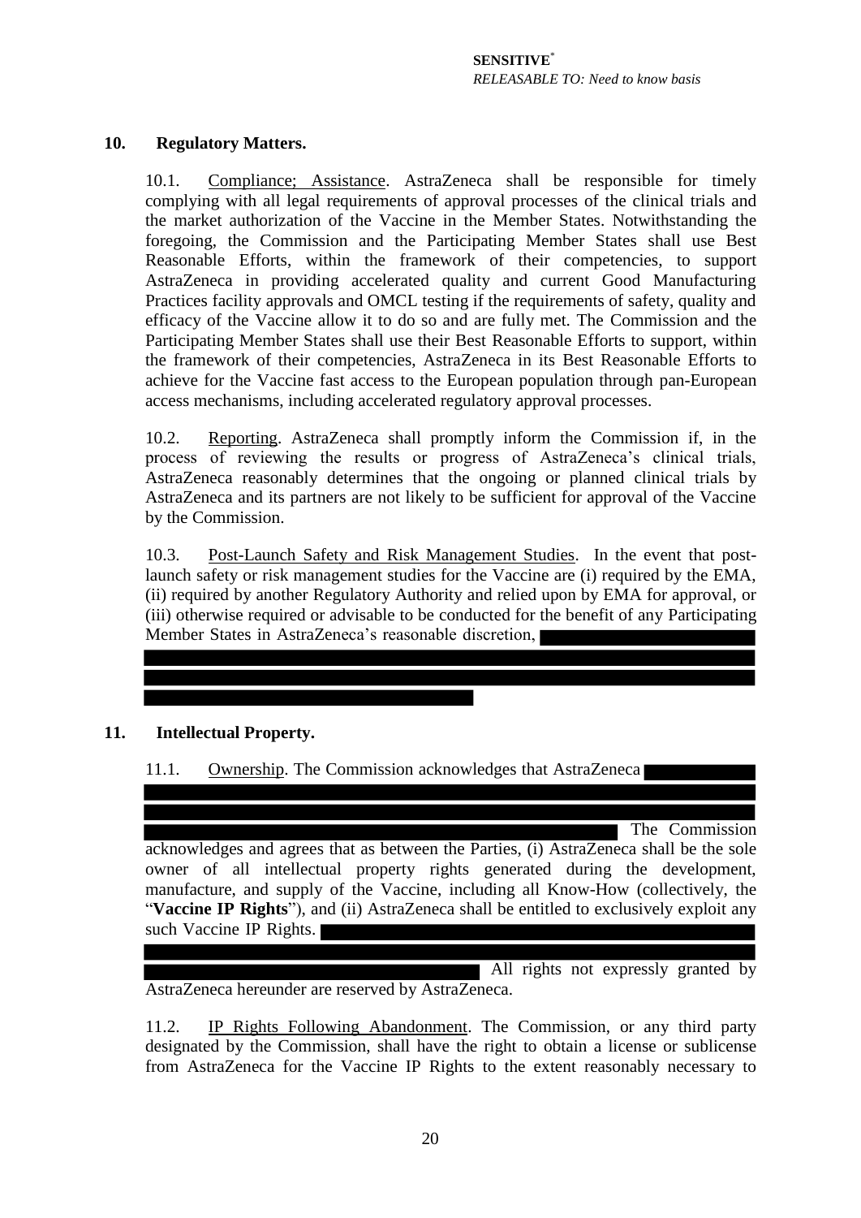**SENSITIVE**[*]
*RELEASABLE TO: Need to know basis*

## 10. Regulatory Matters.

10.1. Compliance; Assistance. AstraZeneca shall be responsible for timely complying with all legal requirements of approval processes of the clinical trials and the market authorization of the Vaccine in the Member States. Notwithstanding the foregoing, the Commission and the Participating Member States shall use Best Reasonable Efforts, within the framework of their competencies, to support AstraZeneca in providing accelerated quality and current Good Manufacturing Practices facility approvals and OMCL testing if the requirements of safety, quality and efficacy of the Vaccine allow it to do so and are fully met. The Commission and the Participating Member States shall use their Best Reasonable Efforts to support, within the framework of their competencies, AstraZeneca in its Best Reasonable Efforts to achieve for the Vaccine fast access to the European population through pan-European access mechanisms, including accelerated regulatory approval processes.

10.2. Reporting. AstraZeneca shall promptly inform the Commission if, in the process of reviewing the results or progress of AstraZeneca's clinical trials, AstraZeneca reasonably determines that the ongoing or planned clinical trials by AstraZeneca and its partners are not likely to be sufficient for approval of the Vaccine by the Commission.

10.3. Post-Launch Safety and Risk Management Studies. In the event that post-launch safety or risk management studies for the Vaccine are (i) required by the EMA, (ii) required by another Regulatory Authority and relied upon by EMA for approval, or (iii) otherwise required or advisable to be conducted for the benefit of any Participating Member States in AstraZeneca's reasonable discretion, [REDACTED]

## 11. Intellectual Property.

11.1. Ownership. The Commission acknowledges that AstraZeneca [REDACTED] The Commission acknowledges and agrees that as between the Parties, (i) AstraZeneca shall be the sole owner of all intellectual property rights generated during the development, manufacture, and supply of the Vaccine, including all Know-How (collectively, the "**Vaccine IP Rights**"), and (ii) AstraZeneca shall be entitled to exclusively exploit any such Vaccine IP Rights. [REDACTED] All rights not expressly granted by AstraZeneca hereunder are reserved by AstraZeneca.

11.2. IP Rights Following Abandonment. The Commission, or any third party designated by the Commission, shall have the right to obtain a license or sublicense from AstraZeneca for the Vaccine IP Rights to the extent reasonably necessary to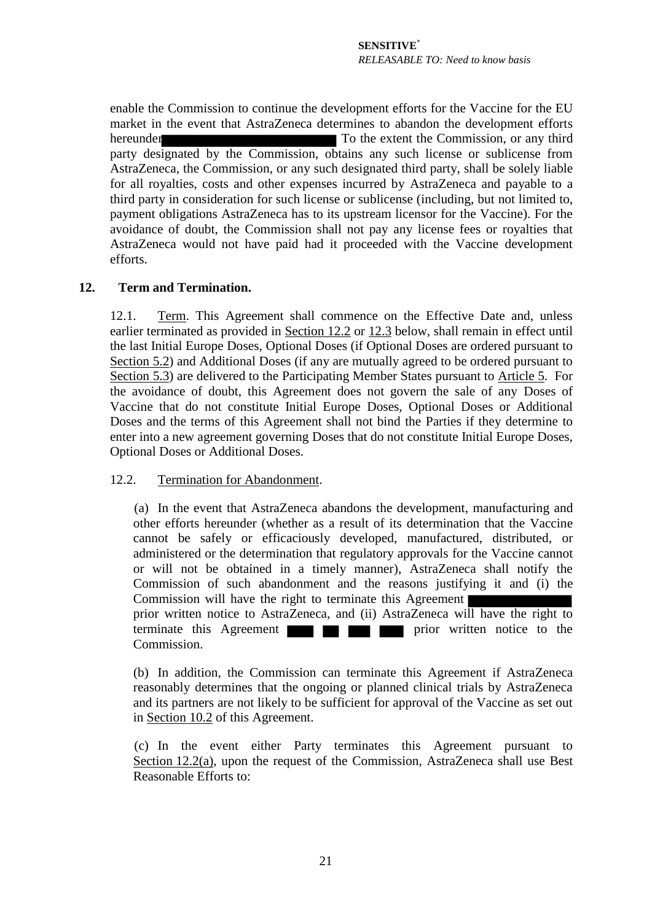enable the Commission to continue the development efforts for the Vaccine for the EU market in the event that AstraZeneca determines to abandon the development efforts hereunder ████████████████ To the extent the Commission, or any third party designated by the Commission, obtains any such license or sublicense from AstraZeneca, the Commission, or any such designated third party, shall be solely liable for all royalties, costs and other expenses incurred by AstraZeneca and payable to a third party in consideration for such license or sublicense (including, but not limited to, payment obligations AstraZeneca has to its upstream licensor for the Vaccine). For the avoidance of doubt, the Commission shall not pay any license fees or royalties that AstraZeneca would not have paid had it proceeded with the Vaccine development efforts.

## 12. Term and Termination.

12.1. Term. This Agreement shall commence on the Effective Date and, unless earlier terminated as provided in Section 12.2 or 12.3 below, shall remain in effect until the last Initial Europe Doses, Optional Doses (if Optional Doses are ordered pursuant to Section 5.2) and Additional Doses (if any are mutually agreed to be ordered pursuant to Section 5.3) are delivered to the Participating Member States pursuant to Article 5. For the avoidance of doubt, this Agreement does not govern the sale of any Doses of Vaccine that do not constitute Initial Europe Doses, Optional Doses or Additional Doses and the terms of this Agreement shall not bind the Parties if they determine to enter into a new agreement governing Doses that do not constitute Initial Europe Doses, Optional Doses or Additional Doses.

12.2. Termination for Abandonment.

(a) In the event that AstraZeneca abandons the development, manufacturing and other efforts hereunder (whether as a result of its determination that the Vaccine cannot be safely or efficaciously developed, manufactured, distributed, or administered or the determination that regulatory approvals for the Vaccine cannot or will not be obtained in a timely manner), AstraZeneca shall notify the Commission of such abandonment and the reasons justifying it and (i) the Commission will have the right to terminate this Agreement ████████ prior written notice to AstraZeneca, and (ii) AstraZeneca will have the right to terminate this Agreement ██ ██ ██ ██ prior written notice to the Commission.

(b) In addition, the Commission can terminate this Agreement if AstraZeneca reasonably determines that the ongoing or planned clinical trials by AstraZeneca and its partners are not likely to be sufficient for approval of the Vaccine as set out in Section 10.2 of this Agreement.

(c) In the event either Party terminates this Agreement pursuant to Section 12.2(a), upon the request of the Commission, AstraZeneca shall use Best Reasonable Efforts to: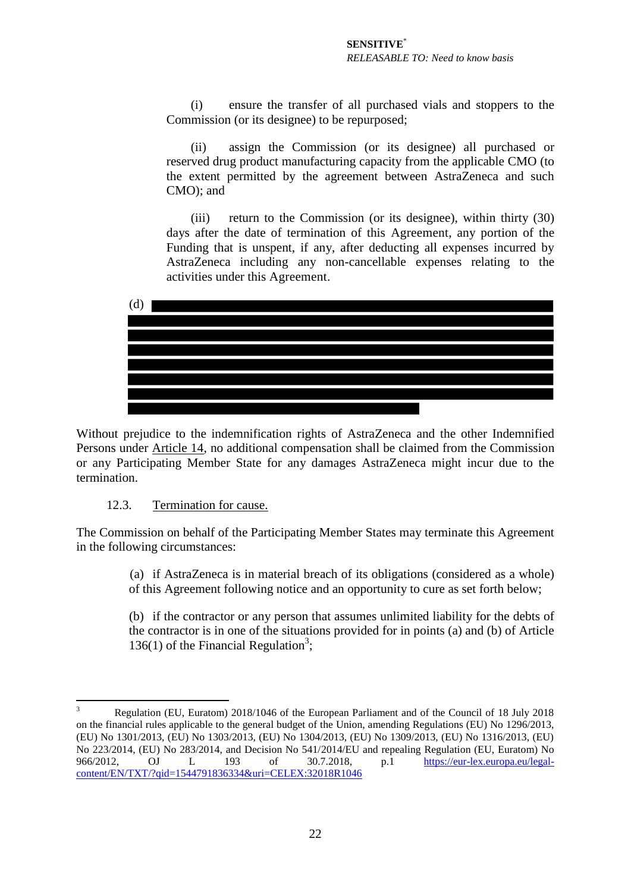(i) ensure the transfer of all purchased vials and stoppers to the Commission (or its designee) to be repurposed;

(ii) assign the Commission (or its designee) all purchased or reserved drug product manufacturing capacity from the applicable CMO (to the extent permitted by the agreement between AstraZeneca and such CMO); and

(iii) return to the Commission (or its designee), within thirty (30) days after the date of termination of this Agreement, any portion of the Funding that is unspent, if any, after deducting all expenses incurred by AstraZeneca including any non-cancellable expenses relating to the activities under this Agreement.

(d) [REDACTED]

Without prejudice to the indemnification rights of AstraZeneca and the other Indemnified Persons under Article 14, no additional compensation shall be claimed from the Commission or any Participating Member State for any damages AstraZeneca might incur due to the termination.

12.3. Termination for cause.

The Commission on behalf of the Participating Member States may terminate this Agreement in the following circumstances:

(a) if AstraZeneca is in material breach of its obligations (considered as a whole) of this Agreement following notice and an opportunity to cure as set forth below;

(b) if the contractor or any person that assumes unlimited liability for the debts of the contractor is in one of the situations provided for in points (a) and (b) of Article 136(1) of the Financial Regulation[3];

---

[3] Regulation (EU, Euratom) 2018/1046 of the European Parliament and of the Council of 18 July 2018 on the financial rules applicable to the general budget of the Union, amending Regulations (EU) No 1296/2013, (EU) No 1301/2013, (EU) No 1303/2013, (EU) No 1304/2013, (EU) No 1309/2013, (EU) No 1316/2013, (EU) No 223/2014, (EU) No 283/2014, and Decision No 541/2014/EU and repealing Regulation (EU, Euratom) No 966/2012, OJ L 193 of 30.7.2018, p.1 https://eur-lex.europa.eu/legal-content/EN/TXT/?qid=1544791836334&uri=CELEX:32018R1046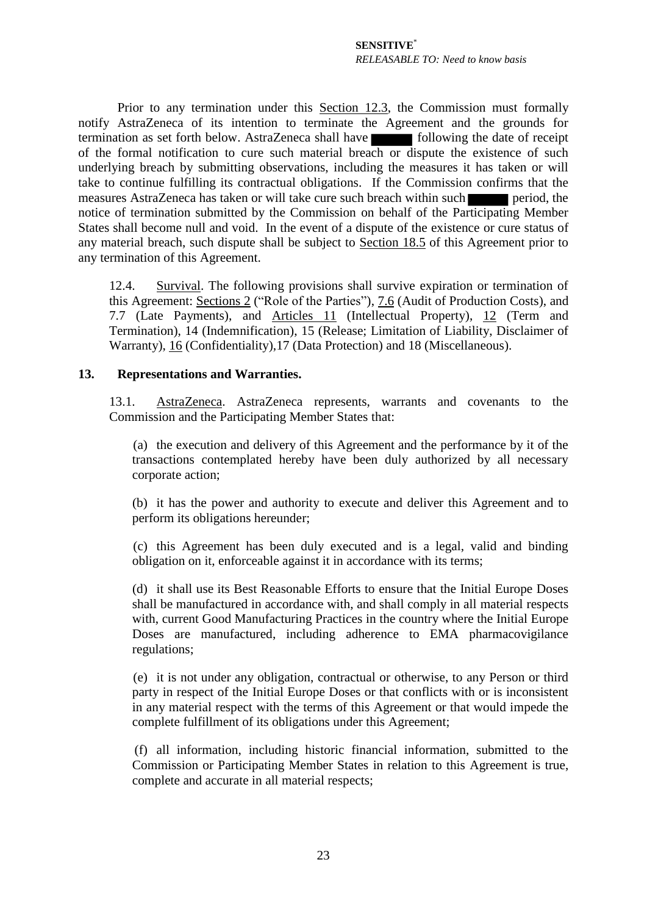Prior to any termination under this Section 12.3, the Commission must formally notify AstraZeneca of its intention to terminate the Agreement and the grounds for termination as set forth below. AstraZeneca shall have ██████ following the date of receipt of the formal notification to cure such material breach or dispute the existence of such underlying breach by submitting observations, including the measures it has taken or will take to continue fulfilling its contractual obligations. If the Commission confirms that the measures AstraZeneca has taken or will take cure such breach within such ██████ period, the notice of termination submitted by the Commission on behalf of the Participating Member States shall become null and void. In the event of a dispute of the existence or cure status of any material breach, such dispute shall be subject to Section 18.5 of this Agreement prior to any termination of this Agreement.

12.4. Survival. The following provisions shall survive expiration or termination of this Agreement: Sections 2 ("Role of the Parties"), 7.6 (Audit of Production Costs), and 7.7 (Late Payments), and Articles 11 (Intellectual Property), 12 (Term and Termination), 14 (Indemnification), 15 (Release; Limitation of Liability, Disclaimer of Warranty), 16 (Confidentiality),17 (Data Protection) and 18 (Miscellaneous).

## 13. Representations and Warranties.

13.1. AstraZeneca. AstraZeneca represents, warrants and covenants to the Commission and the Participating Member States that:

(a) the execution and delivery of this Agreement and the performance by it of the transactions contemplated hereby have been duly authorized by all necessary corporate action;

(b) it has the power and authority to execute and deliver this Agreement and to perform its obligations hereunder;

(c) this Agreement has been duly executed and is a legal, valid and binding obligation on it, enforceable against it in accordance with its terms;

(d) it shall use its Best Reasonable Efforts to ensure that the Initial Europe Doses shall be manufactured in accordance with, and shall comply in all material respects with, current Good Manufacturing Practices in the country where the Initial Europe Doses are manufactured, including adherence to EMA pharmacovigilance regulations;

(e) it is not under any obligation, contractual or otherwise, to any Person or third party in respect of the Initial Europe Doses or that conflicts with or is inconsistent in any material respect with the terms of this Agreement or that would impede the complete fulfillment of its obligations under this Agreement;

(f) all information, including historic financial information, submitted to the Commission or Participating Member States in relation to this Agreement is true, complete and accurate in all material respects;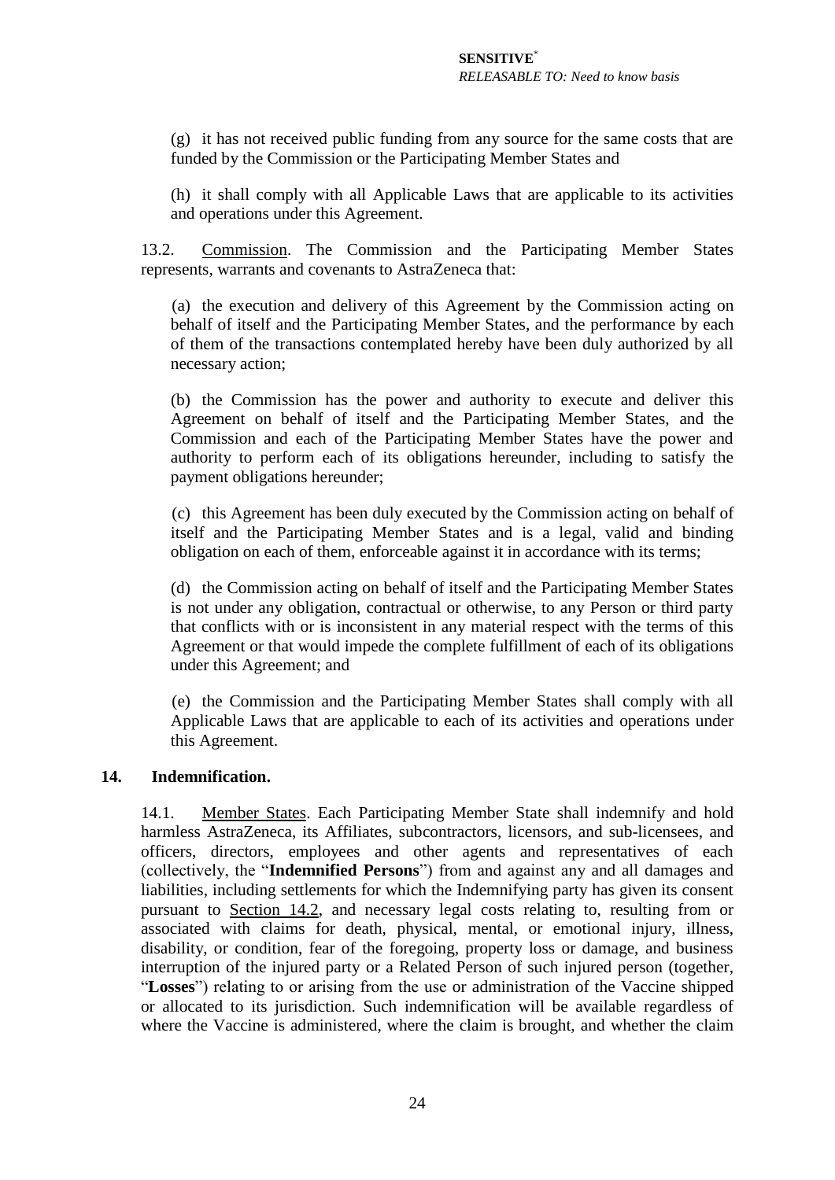(g) it has not received public funding from any source for the same costs that are funded by the Commission or the Participating Member States and

(h) it shall comply with all Applicable Laws that are applicable to its activities and operations under this Agreement.

13.2. Commission. The Commission and the Participating Member States represents, warrants and covenants to AstraZeneca that:

(a) the execution and delivery of this Agreement by the Commission acting on behalf of itself and the Participating Member States, and the performance by each of them of the transactions contemplated hereby have been duly authorized by all necessary action;

(b) the Commission has the power and authority to execute and deliver this Agreement on behalf of itself and the Participating Member States, and the Commission and each of the Participating Member States have the power and authority to perform each of its obligations hereunder, including to satisfy the payment obligations hereunder;

(c) this Agreement has been duly executed by the Commission acting on behalf of itself and the Participating Member States and is a legal, valid and binding obligation on each of them, enforceable against it in accordance with its terms;

(d) the Commission acting on behalf of itself and the Participating Member States is not under any obligation, contractual or otherwise, to any Person or third party that conflicts with or is inconsistent in any material respect with the terms of this Agreement or that would impede the complete fulfillment of each of its obligations under this Agreement; and

(e) the Commission and the Participating Member States shall comply with all Applicable Laws that are applicable to each of its activities and operations under this Agreement.

## 14. Indemnification.

14.1. Member States. Each Participating Member State shall indemnify and hold harmless AstraZeneca, its Affiliates, subcontractors, licensors, and sub-licensees, and officers, directors, employees and other agents and representatives of each (collectively, the "**Indemnified Persons**") from and against any and all damages and liabilities, including settlements for which the Indemnifying party has given its consent pursuant to Section 14.2, and necessary legal costs relating to, resulting from or associated with claims for death, physical, mental, or emotional injury, illness, disability, or condition, fear of the foregoing, property loss or damage, and business interruption of the injured party or a Related Person of such injured person (together, "**Losses**") relating to or arising from the use or administration of the Vaccine shipped or allocated to its jurisdiction. Such indemnification will be available regardless of where the Vaccine is administered, where the claim is brought, and whether the claim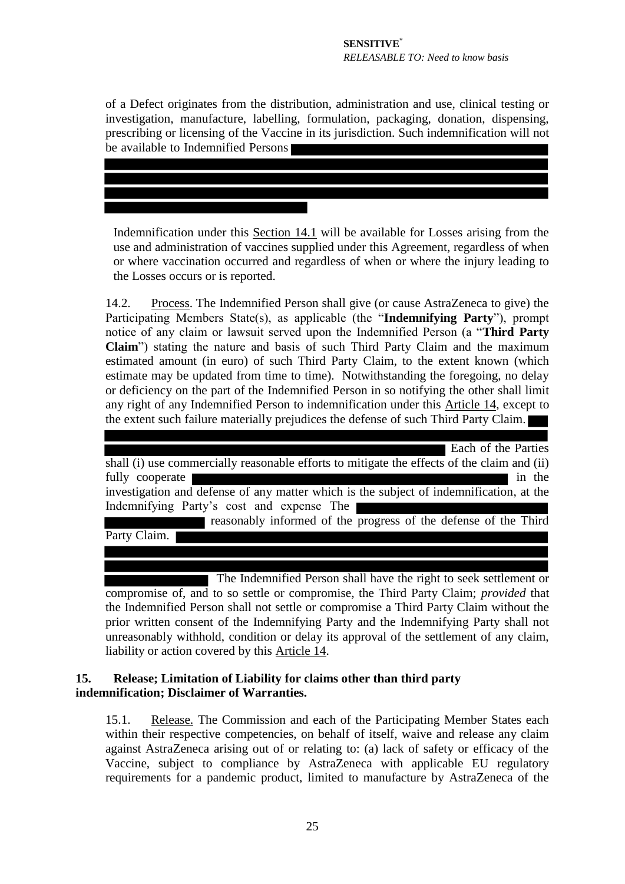of a Defect originates from the distribution, administration and use, clinical testing or investigation, manufacture, labelling, formulation, packaging, donation, dispensing, prescribing or licensing of the Vaccine in its jurisdiction. Such indemnification will not be available to Indemnified Persons

Indemnification under this Section 14.1 will be available for Losses arising from the use and administration of vaccines supplied under this Agreement, regardless of when or where vaccination occurred and regardless of when or where the injury leading to the Losses occurs or is reported.

14.2. Process. The Indemnified Person shall give (or cause AstraZeneca to give) the Participating Members State(s), as applicable (the "**Indemnifying Party**"), prompt notice of any claim or lawsuit served upon the Indemnified Person (a "**Third Party Claim**") stating the nature and basis of such Third Party Claim and the maximum estimated amount (in euro) of such Third Party Claim, to the extent known (which estimate may be updated from time to time). Notwithstanding the foregoing, no delay or deficiency on the part of the Indemnified Person in so notifying the other shall limit any right of any Indemnified Person to indemnification under this Article 14, except to the extent such failure materially prejudices the defense of such Third Party Claim.

Each of the Parties shall (i) use commercially reasonable efforts to mitigate the effects of the claim and (ii) fully cooperate in the investigation and defense of any matter which is the subject of indemnification, at the Indemnifying Party's cost and expense The reasonably informed of the progress of the defense of the Third Party Claim.

The Indemnified Person shall have the right to seek settlement or compromise of, and to so settle or compromise, the Third Party Claim; *provided* that the Indemnified Person shall not settle or compromise a Third Party Claim without the prior written consent of the Indemnifying Party and the Indemnifying Party shall not unreasonably withhold, condition or delay its approval of the settlement of any claim, liability or action covered by this Article 14.

## 15. Release; Limitation of Liability for claims other than third party indemnification; Disclaimer of Warranties.

15.1. Release. The Commission and each of the Participating Member States each within their respective competencies, on behalf of itself, waive and release any claim against AstraZeneca arising out of or relating to: (a) lack of safety or efficacy of the Vaccine, subject to compliance by AstraZeneca with applicable EU regulatory requirements for a pandemic product, limited to manufacture by AstraZeneca of the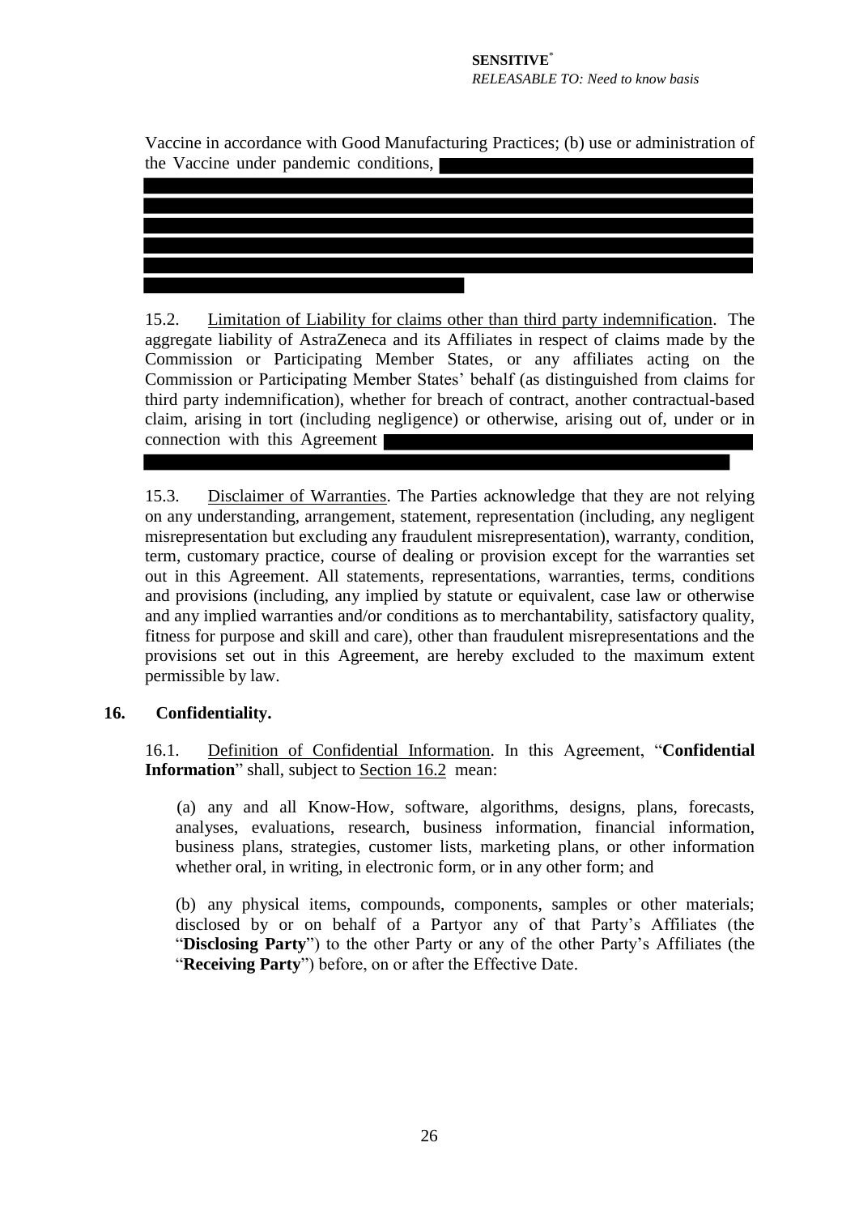Vaccine in accordance with Good Manufacturing Practices; (b) use or administration of the Vaccine under pandemic conditions,

15.2. Limitation of Liability for claims other than third party indemnification. The aggregate liability of AstraZeneca and its Affiliates in respect of claims made by the Commission or Participating Member States, or any affiliates acting on the Commission or Participating Member States' behalf (as distinguished from claims for third party indemnification), whether for breach of contract, another contractual-based claim, arising in tort (including negligence) or otherwise, arising out of, under or in connection with this Agreement

15.3. Disclaimer of Warranties. The Parties acknowledge that they are not relying on any understanding, arrangement, statement, representation (including, any negligent misrepresentation but excluding any fraudulent misrepresentation), warranty, condition, term, customary practice, course of dealing or provision except for the warranties set out in this Agreement. All statements, representations, warranties, terms, conditions and provisions (including, any implied by statute or equivalent, case law or otherwise and any implied warranties and/or conditions as to merchantability, satisfactory quality, fitness for purpose and skill and care), other than fraudulent misrepresentations and the provisions set out in this Agreement, are hereby excluded to the maximum extent permissible by law.

**16. Confidentiality.**

16.1. Definition of Confidential Information. In this Agreement, "**Confidential Information**" shall, subject to Section 16.2 mean:

(a) any and all Know-How, software, algorithms, designs, plans, forecasts, analyses, evaluations, research, business information, financial information, business plans, strategies, customer lists, marketing plans, or other information whether oral, in writing, in electronic form, or in any other form; and

(b) any physical items, compounds, components, samples or other materials; disclosed by or on behalf of a Partyor any of that Party's Affiliates (the "**Disclosing Party**") to the other Party or any of the other Party's Affiliates (the "**Receiving Party**") before, on or after the Effective Date.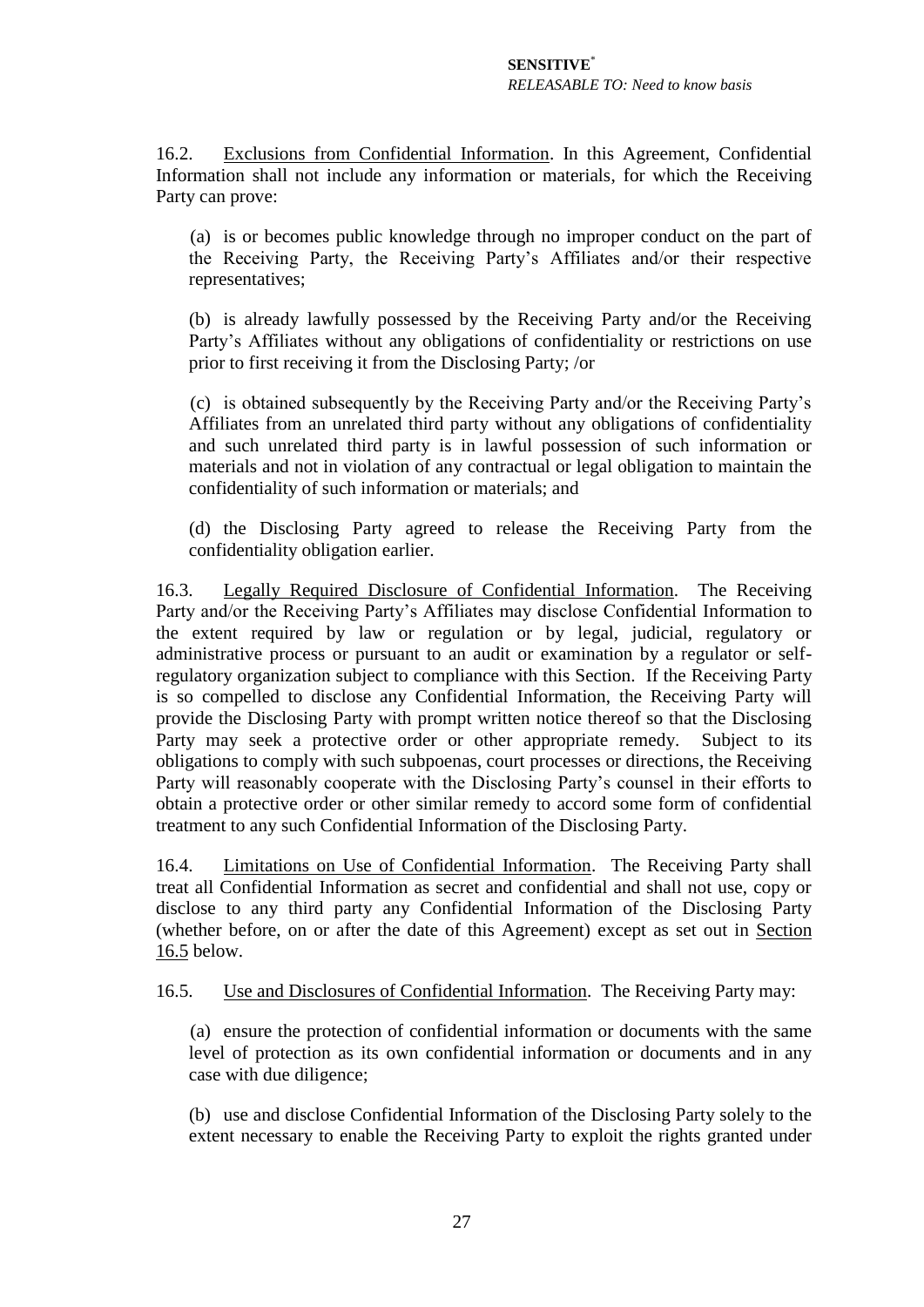16.2. Exclusions from Confidential Information. In this Agreement, Confidential Information shall not include any information or materials, for which the Receiving Party can prove:

(a) is or becomes public knowledge through no improper conduct on the part of the Receiving Party, the Receiving Party's Affiliates and/or their respective representatives;

(b) is already lawfully possessed by the Receiving Party and/or the Receiving Party's Affiliates without any obligations of confidentiality or restrictions on use prior to first receiving it from the Disclosing Party; /or

(c) is obtained subsequently by the Receiving Party and/or the Receiving Party's Affiliates from an unrelated third party without any obligations of confidentiality and such unrelated third party is in lawful possession of such information or materials and not in violation of any contractual or legal obligation to maintain the confidentiality of such information or materials; and

(d) the Disclosing Party agreed to release the Receiving Party from the confidentiality obligation earlier.

16.3. Legally Required Disclosure of Confidential Information. The Receiving Party and/or the Receiving Party's Affiliates may disclose Confidential Information to the extent required by law or regulation or by legal, judicial, regulatory or administrative process or pursuant to an audit or examination by a regulator or self-regulatory organization subject to compliance with this Section. If the Receiving Party is so compelled to disclose any Confidential Information, the Receiving Party will provide the Disclosing Party with prompt written notice thereof so that the Disclosing Party may seek a protective order or other appropriate remedy. Subject to its obligations to comply with such subpoenas, court processes or directions, the Receiving Party will reasonably cooperate with the Disclosing Party's counsel in their efforts to obtain a protective order or other similar remedy to accord some form of confidential treatment to any such Confidential Information of the Disclosing Party.

16.4. Limitations on Use of Confidential Information. The Receiving Party shall treat all Confidential Information as secret and confidential and shall not use, copy or disclose to any third party any Confidential Information of the Disclosing Party (whether before, on or after the date of this Agreement) except as set out in Section 16.5 below.

16.5. Use and Disclosures of Confidential Information. The Receiving Party may:

(a) ensure the protection of confidential information or documents with the same level of protection as its own confidential information or documents and in any case with due diligence;

(b) use and disclose Confidential Information of the Disclosing Party solely to the extent necessary to enable the Receiving Party to exploit the rights granted under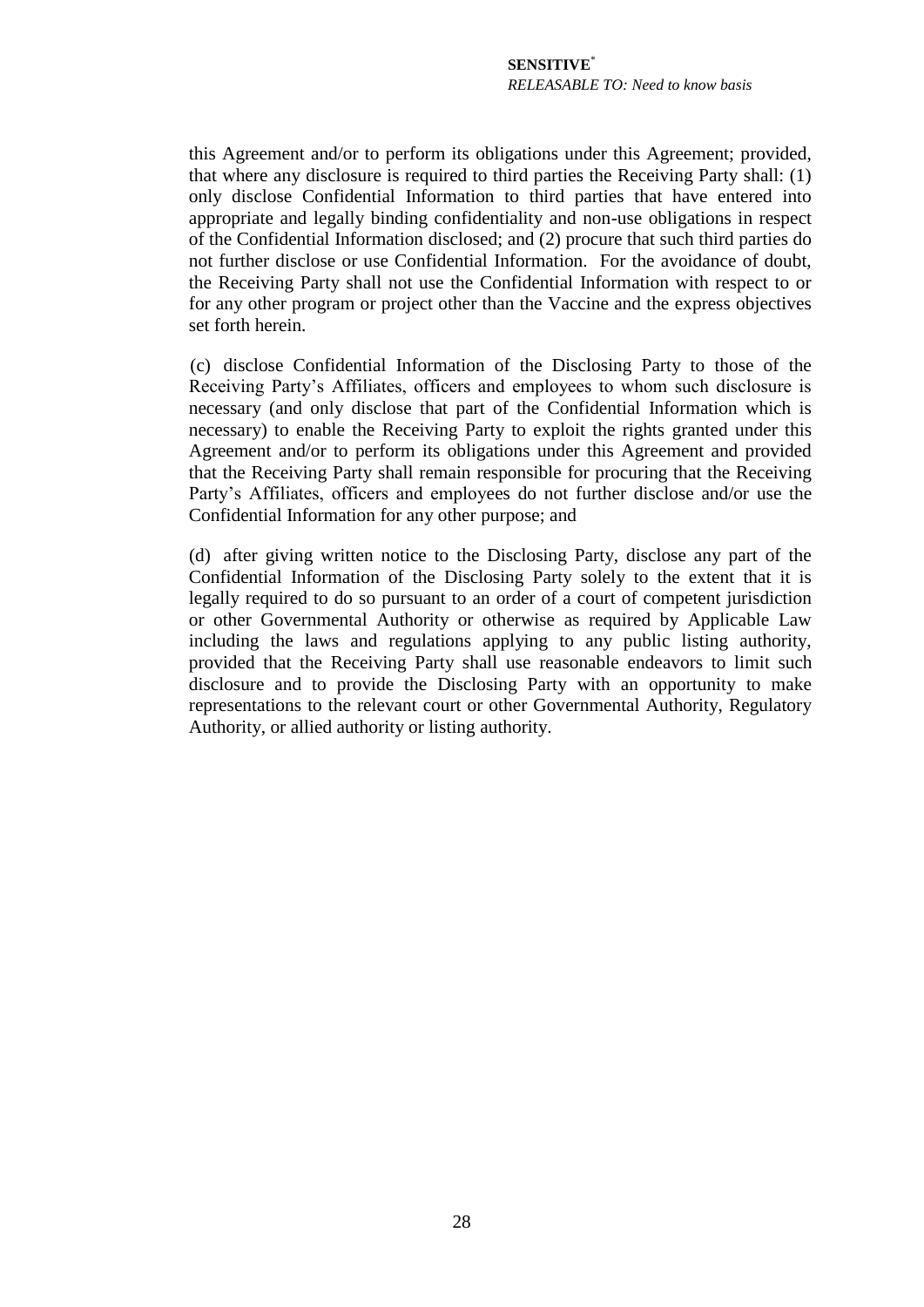this Agreement and/or to perform its obligations under this Agreement; provided, that where any disclosure is required to third parties the Receiving Party shall: (1) only disclose Confidential Information to third parties that have entered into appropriate and legally binding confidentiality and non-use obligations in respect of the Confidential Information disclosed; and (2) procure that such third parties do not further disclose or use Confidential Information. For the avoidance of doubt, the Receiving Party shall not use the Confidential Information with respect to or for any other program or project other than the Vaccine and the express objectives set forth herein.

(c) disclose Confidential Information of the Disclosing Party to those of the Receiving Party's Affiliates, officers and employees to whom such disclosure is necessary (and only disclose that part of the Confidential Information which is necessary) to enable the Receiving Party to exploit the rights granted under this Agreement and/or to perform its obligations under this Agreement and provided that the Receiving Party shall remain responsible for procuring that the Receiving Party's Affiliates, officers and employees do not further disclose and/or use the Confidential Information for any other purpose; and

(d) after giving written notice to the Disclosing Party, disclose any part of the Confidential Information of the Disclosing Party solely to the extent that it is legally required to do so pursuant to an order of a court of competent jurisdiction or other Governmental Authority or otherwise as required by Applicable Law including the laws and regulations applying to any public listing authority, provided that the Receiving Party shall use reasonable endeavors to limit such disclosure and to provide the Disclosing Party with an opportunity to make representations to the relevant court or other Governmental Authority, Regulatory Authority, or allied authority or listing authority.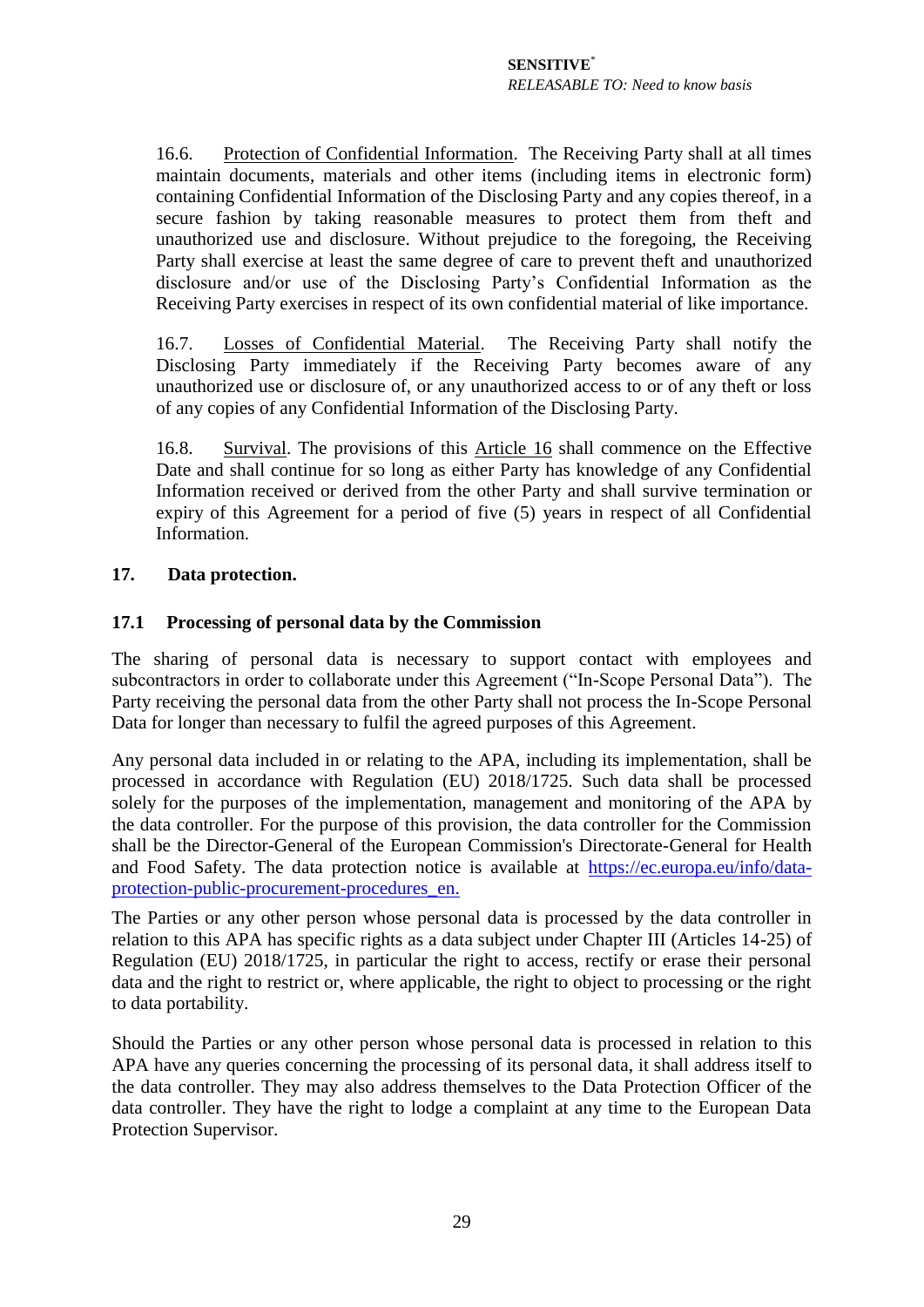16.6. Protection of Confidential Information. The Receiving Party shall at all times maintain documents, materials and other items (including items in electronic form) containing Confidential Information of the Disclosing Party and any copies thereof, in a secure fashion by taking reasonable measures to protect them from theft and unauthorized use and disclosure. Without prejudice to the foregoing, the Receiving Party shall exercise at least the same degree of care to prevent theft and unauthorized disclosure and/or use of the Disclosing Party's Confidential Information as the Receiving Party exercises in respect of its own confidential material of like importance.

16.7. Losses of Confidential Material. The Receiving Party shall notify the Disclosing Party immediately if the Receiving Party becomes aware of any unauthorized use or disclosure of, or any unauthorized access to or of any theft or loss of any copies of any Confidential Information of the Disclosing Party.

16.8. Survival. The provisions of this Article 16 shall commence on the Effective Date and shall continue for so long as either Party has knowledge of any Confidential Information received or derived from the other Party and shall survive termination or expiry of this Agreement for a period of five (5) years in respect of all Confidential Information.

## 17. Data protection.

### 17.1 Processing of personal data by the Commission

The sharing of personal data is necessary to support contact with employees and subcontractors in order to collaborate under this Agreement ("In-Scope Personal Data"). The Party receiving the personal data from the other Party shall not process the In-Scope Personal Data for longer than necessary to fulfil the agreed purposes of this Agreement.

Any personal data included in or relating to the APA, including its implementation, shall be processed in accordance with Regulation (EU) 2018/1725. Such data shall be processed solely for the purposes of the implementation, management and monitoring of the APA by the data controller. For the purpose of this provision, the data controller for the Commission shall be the Director-General of the European Commission's Directorate-General for Health and Food Safety. The data protection notice is available at https://ec.europa.eu/info/data-protection-public-procurement-procedures_en.

The Parties or any other person whose personal data is processed by the data controller in relation to this APA has specific rights as a data subject under Chapter III (Articles 14-25) of Regulation (EU) 2018/1725, in particular the right to access, rectify or erase their personal data and the right to restrict or, where applicable, the right to object to processing or the right to data portability.

Should the Parties or any other person whose personal data is processed in relation to this APA have any queries concerning the processing of its personal data, it shall address itself to the data controller. They may also address themselves to the Data Protection Officer of the data controller. They have the right to lodge a complaint at any time to the European Data Protection Supervisor.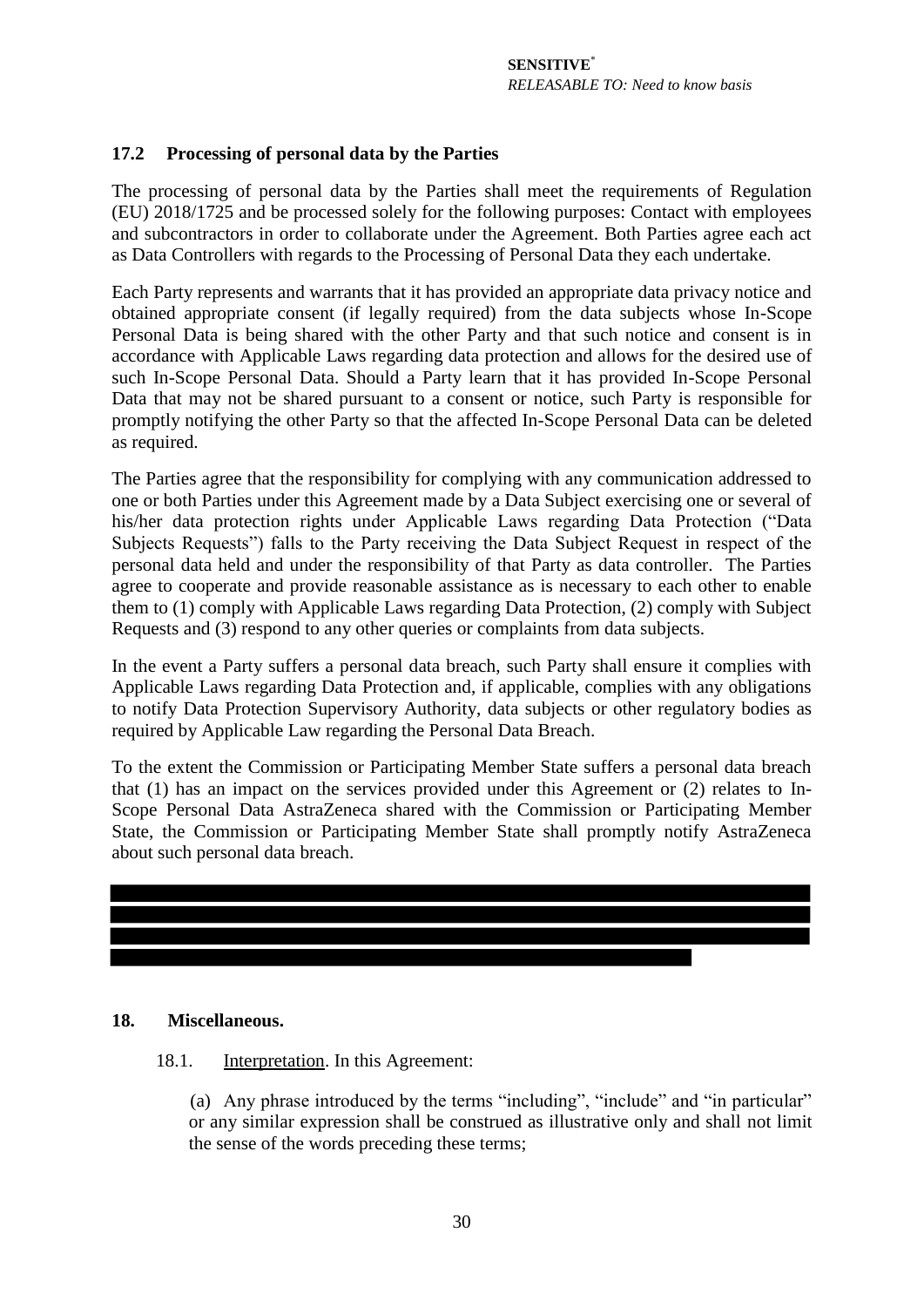### 17.2 Processing of personal data by the Parties

The processing of personal data by the Parties shall meet the requirements of Regulation (EU) 2018/1725 and be processed solely for the following purposes: Contact with employees and subcontractors in order to collaborate under the Agreement. Both Parties agree each act as Data Controllers with regards to the Processing of Personal Data they each undertake.

Each Party represents and warrants that it has provided an appropriate data privacy notice and obtained appropriate consent (if legally required) from the data subjects whose In-Scope Personal Data is being shared with the other Party and that such notice and consent is in accordance with Applicable Laws regarding data protection and allows for the desired use of such In-Scope Personal Data. Should a Party learn that it has provided In-Scope Personal Data that may not be shared pursuant to a consent or notice, such Party is responsible for promptly notifying the other Party so that the affected In-Scope Personal Data can be deleted as required.

The Parties agree that the responsibility for complying with any communication addressed to one or both Parties under this Agreement made by a Data Subject exercising one or several of his/her data protection rights under Applicable Laws regarding Data Protection ("Data Subjects Requests") falls to the Party receiving the Data Subject Request in respect of the personal data held and under the responsibility of that Party as data controller. The Parties agree to cooperate and provide reasonable assistance as is necessary to each other to enable them to (1) comply with Applicable Laws regarding Data Protection, (2) comply with Subject Requests and (3) respond to any other queries or complaints from data subjects.

In the event a Party suffers a personal data breach, such Party shall ensure it complies with Applicable Laws regarding Data Protection and, if applicable, complies with any obligations to notify Data Protection Supervisory Authority, data subjects or other regulatory bodies as required by Applicable Law regarding the Personal Data Breach.

To the extent the Commission or Participating Member State suffers a personal data breach that (1) has an impact on the services provided under this Agreement or (2) relates to In-Scope Personal Data AstraZeneca shared with the Commission or Participating Member State, the Commission or Participating Member State shall promptly notify AstraZeneca about such personal data breach.

## 18. Miscellaneous.

18.1. Interpretation. In this Agreement:

(a) Any phrase introduced by the terms "including", "include" and "in particular" or any similar expression shall be construed as illustrative only and shall not limit the sense of the words preceding these terms;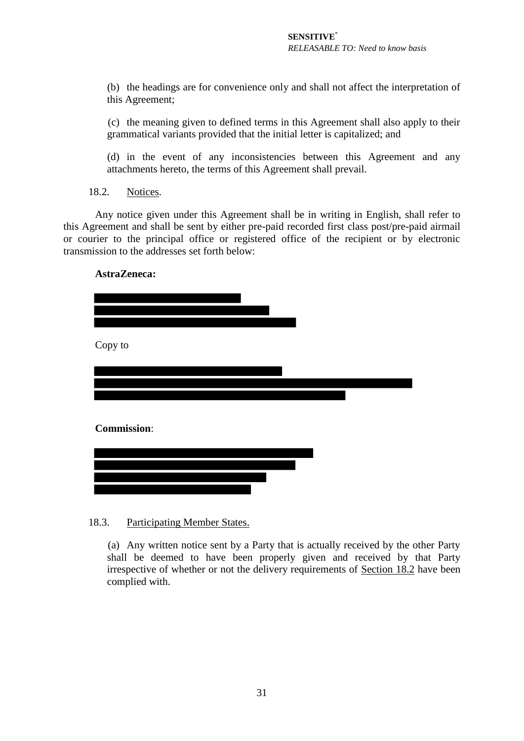(b) the headings are for convenience only and shall not affect the interpretation of this Agreement;

(c) the meaning given to defined terms in this Agreement shall also apply to their grammatical variants provided that the initial letter is capitalized; and

(d) in the event of any inconsistencies between this Agreement and any attachments hereto, the terms of this Agreement shall prevail.

18.2. Notices.

Any notice given under this Agreement shall be in writing in English, shall refer to this Agreement and shall be sent by either pre-paid recorded first class post/pre-paid airmail or courier to the principal office or registered office of the recipient or by electronic transmission to the addresses set forth below:

**AstraZeneca:**

[REDACTED]
[REDACTED]
[REDACTED]

Copy to

[REDACTED]
[REDACTED]
[REDACTED]

**Commission**:

[REDACTED]
[REDACTED]
[REDACTED]
[REDACTED]

18.3. Participating Member States.

(a) Any written notice sent by a Party that is actually received by the other Party shall be deemed to have been properly given and received by that Party irrespective of whether or not the delivery requirements of Section 18.2 have been complied with.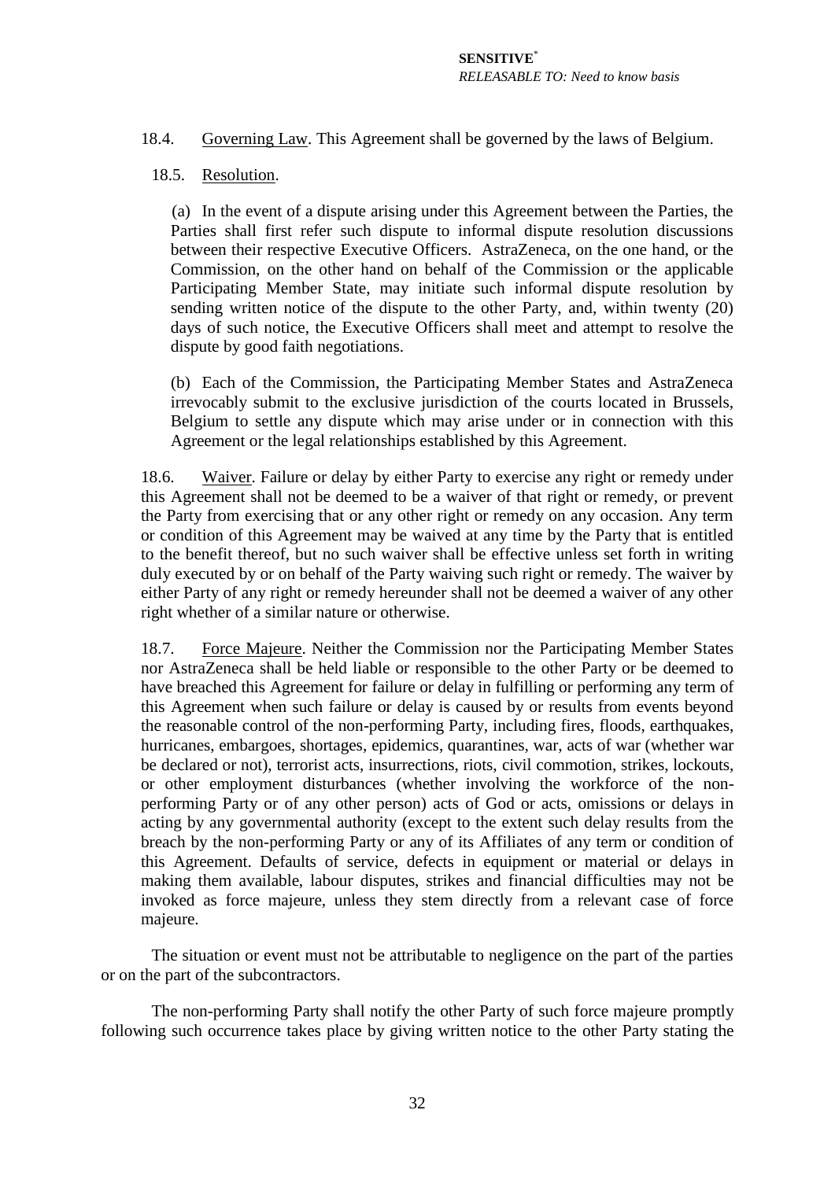18.4. <u>Governing Law</u>. This Agreement shall be governed by the laws of Belgium.

18.5. <u>Resolution</u>.

(a) In the event of a dispute arising under this Agreement between the Parties, the Parties shall first refer such dispute to informal dispute resolution discussions between their respective Executive Officers. AstraZeneca, on the one hand, or the Commission, on the other hand on behalf of the Commission or the applicable Participating Member State, may initiate such informal dispute resolution by sending written notice of the dispute to the other Party, and, within twenty (20) days of such notice, the Executive Officers shall meet and attempt to resolve the dispute by good faith negotiations.

(b) Each of the Commission, the Participating Member States and AstraZeneca irrevocably submit to the exclusive jurisdiction of the courts located in Brussels, Belgium to settle any dispute which may arise under or in connection with this Agreement or the legal relationships established by this Agreement.

18.6. <u>Waiver</u>. Failure or delay by either Party to exercise any right or remedy under this Agreement shall not be deemed to be a waiver of that right or remedy, or prevent the Party from exercising that or any other right or remedy on any occasion. Any term or condition of this Agreement may be waived at any time by the Party that is entitled to the benefit thereof, but no such waiver shall be effective unless set forth in writing duly executed by or on behalf of the Party waiving such right or remedy. The waiver by either Party of any right or remedy hereunder shall not be deemed a waiver of any other right whether of a similar nature or otherwise.

18.7. <u>Force Majeure</u>. Neither the Commission nor the Participating Member States nor AstraZeneca shall be held liable or responsible to the other Party or be deemed to have breached this Agreement for failure or delay in fulfilling or performing any term of this Agreement when such failure or delay is caused by or results from events beyond the reasonable control of the non-performing Party, including fires, floods, earthquakes, hurricanes, embargoes, shortages, epidemics, quarantines, war, acts of war (whether war be declared or not), terrorist acts, insurrections, riots, civil commotion, strikes, lockouts, or other employment disturbances (whether involving the workforce of the non-performing Party or of any other person) acts of God or acts, omissions or delays in acting by any governmental authority (except to the extent such delay results from the breach by the non-performing Party or any of its Affiliates of any term or condition of this Agreement. Defaults of service, defects in equipment or material or delays in making them available, labour disputes, strikes and financial difficulties may not be invoked as force majeure, unless they stem directly from a relevant case of force majeure.

The situation or event must not be attributable to negligence on the part of the parties or on the part of the subcontractors.

The non-performing Party shall notify the other Party of such force majeure promptly following such occurrence takes place by giving written notice to the other Party stating the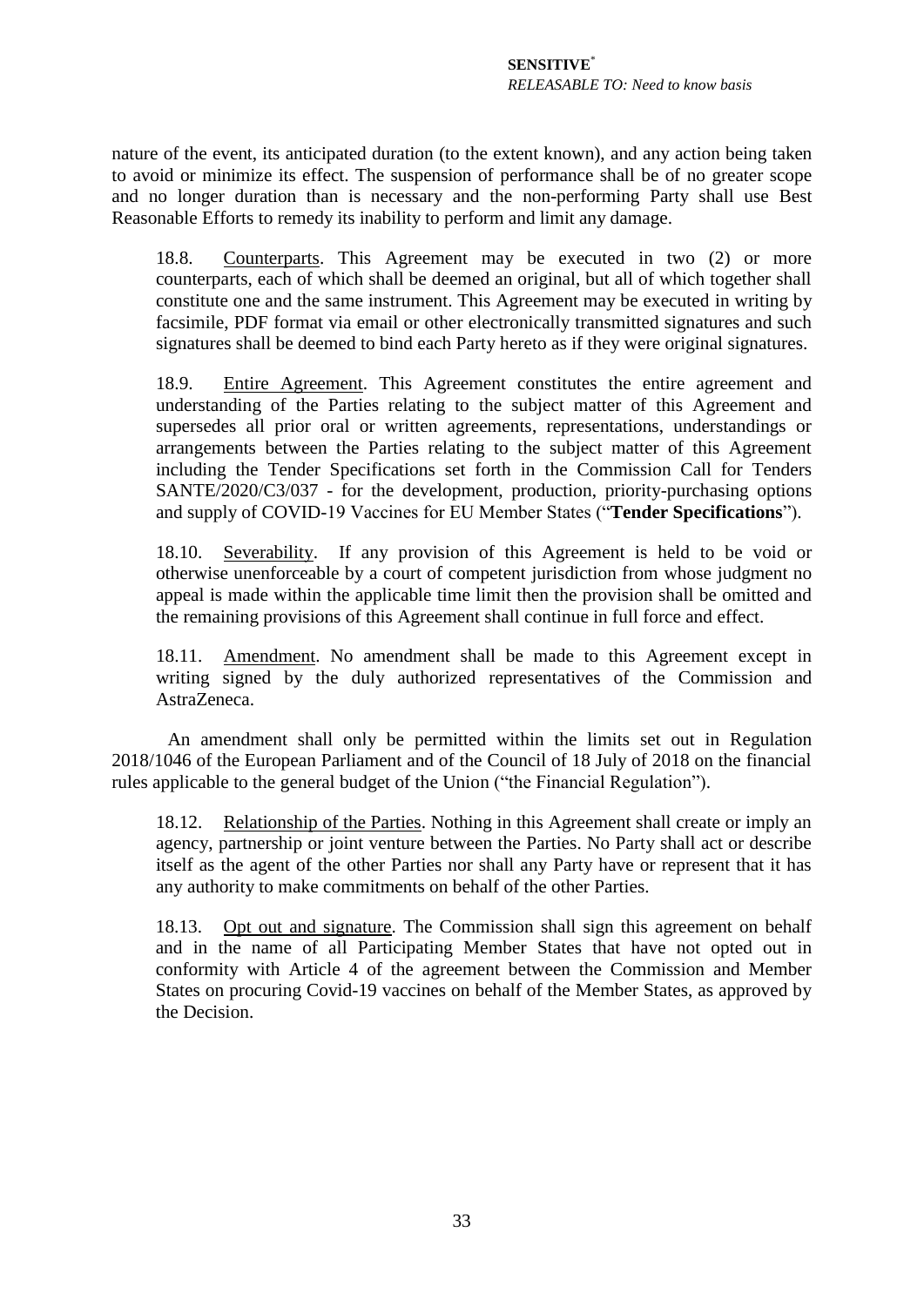nature of the event, its anticipated duration (to the extent known), and any action being taken to avoid or minimize its effect. The suspension of performance shall be of no greater scope and no longer duration than is necessary and the non-performing Party shall use Best Reasonable Efforts to remedy its inability to perform and limit any damage.

18.8. Counterparts. This Agreement may be executed in two (2) or more counterparts, each of which shall be deemed an original, but all of which together shall constitute one and the same instrument. This Agreement may be executed in writing by facsimile, PDF format via email or other electronically transmitted signatures and such signatures shall be deemed to bind each Party hereto as if they were original signatures.

18.9. Entire Agreement. This Agreement constitutes the entire agreement and understanding of the Parties relating to the subject matter of this Agreement and supersedes all prior oral or written agreements, representations, understandings or arrangements between the Parties relating to the subject matter of this Agreement including the Tender Specifications set forth in the Commission Call for Tenders SANTE/2020/C3/037 - for the development, production, priority-purchasing options and supply of COVID-19 Vaccines for EU Member States ("**Tender Specifications**").

18.10. Severability. If any provision of this Agreement is held to be void or otherwise unenforceable by a court of competent jurisdiction from whose judgment no appeal is made within the applicable time limit then the provision shall be omitted and the remaining provisions of this Agreement shall continue in full force and effect.

18.11. Amendment. No amendment shall be made to this Agreement except in writing signed by the duly authorized representatives of the Commission and AstraZeneca.

An amendment shall only be permitted within the limits set out in Regulation 2018/1046 of the European Parliament and of the Council of 18 July of 2018 on the financial rules applicable to the general budget of the Union ("the Financial Regulation").

18.12. Relationship of the Parties. Nothing in this Agreement shall create or imply an agency, partnership or joint venture between the Parties. No Party shall act or describe itself as the agent of the other Parties nor shall any Party have or represent that it has any authority to make commitments on behalf of the other Parties.

18.13. Opt out and signature. The Commission shall sign this agreement on behalf and in the name of all Participating Member States that have not opted out in conformity with Article 4 of the agreement between the Commission and Member States on procuring Covid-19 vaccines on behalf of the Member States, as approved by the Decision.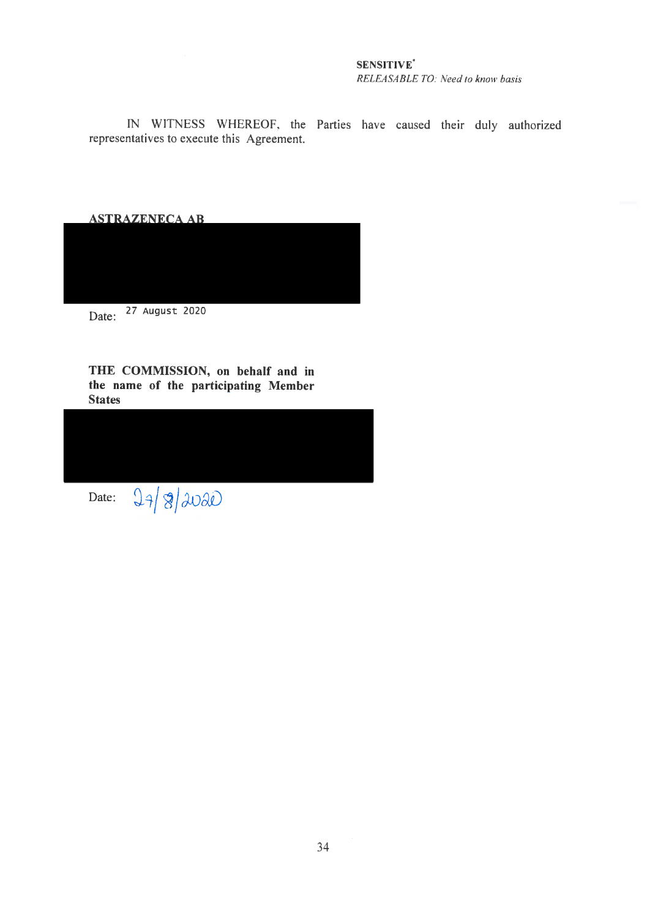**SENSITIVE***
*RELEASABLE TO: Need to know basis*

IN WITNESS WHEREOF, the Parties have caused their duly authorized representatives to execute this Agreement.

**ASTRAZENECA AB**

Date: 27 August 2020

**THE COMMISSION, on behalf and in the name of the participating Member States**

Date: 27/8/2020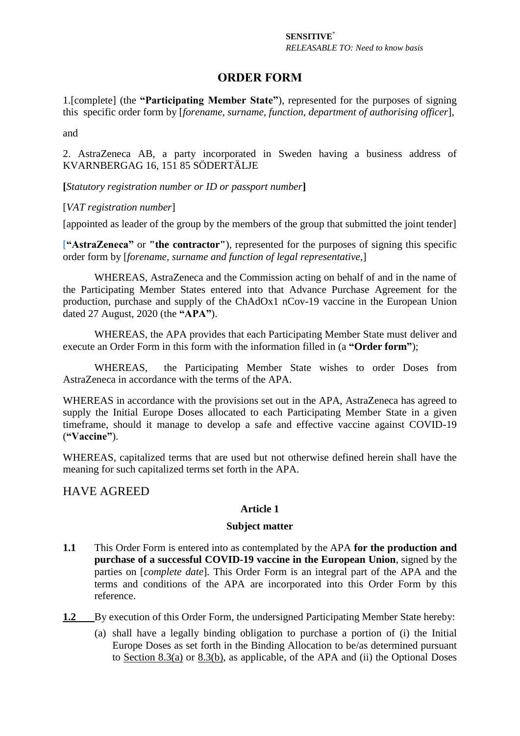**SENSITIVE***
*RELEASABLE TO: Need to know basis*

# ORDER FORM

1.[complete] (the **"Participating Member State"**), represented for the purposes of signing this specific order form by [*forename, surname, function, department of authorising officer*],

and

2. AstraZeneca AB, a party incorporated in Sweden having a business address of KVARNBERGAG 16, 151 85 SÖDERTÄLJE

**[***Statutory registration number or ID or passport number***]**

[*VAT registration number*]

[appointed as leader of the group by the members of the group that submitted the joint tender]

[**"AstraZeneca"** or **"the contractor"**), represented for the purposes of signing this specific order form by [*forename, surname and function of legal representative*,]

WHEREAS, AstraZeneca and the Commission acting on behalf of and in the name of the Participating Member States entered into that Advance Purchase Agreement for the production, purchase and supply of the ChAdOx1 nCov-19 vaccine in the European Union dated 27 August, 2020 (the **"APA"**).

WHEREAS, the APA provides that each Participating Member State must deliver and execute an Order Form in this form with the information filled in (a **"Order form"**);

WHEREAS, the Participating Member State wishes to order Doses from AstraZeneca in accordance with the terms of the APA.

WHEREAS in accordance with the provisions set out in the APA, AstraZeneca has agreed to supply the Initial Europe Doses allocated to each Participating Member State in a given timeframe, should it manage to develop a safe and effective vaccine against COVID-19 (**"Vaccine"**).

WHEREAS, capitalized terms that are used but not otherwise defined herein shall have the meaning for such capitalized terms set forth in the APA.

## HAVE AGREED

### Article 1

### Subject matter

**1.1** This Order Form is entered into as contemplated by the APA **for the production and purchase of a successful COVID-19 vaccine in the European Union**, signed by the parties on [*complete date*]. This Order Form is an integral part of the APA and the terms and conditions of the APA are incorporated into this Order Form by this reference.

**1.2** By execution of this Order Form, the undersigned Participating Member State hereby:

(a) shall have a legally binding obligation to purchase a portion of (i) the Initial Europe Doses as set forth in the Binding Allocation to be/as determined pursuant to Section 8.3(a) or 8.3(b), as applicable, of the APA and (ii) the Optional Doses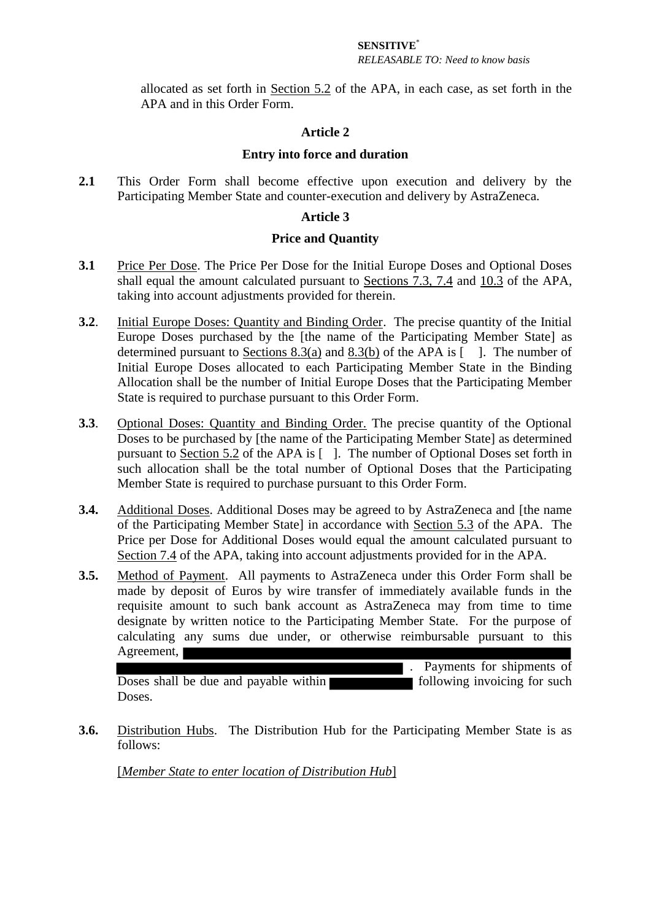allocated as set forth in Section 5.2 of the APA, in each case, as set forth in the APA and in this Order Form.

## Article 2

## Entry into force and duration

**2.1** This Order Form shall become effective upon execution and delivery by the Participating Member State and counter-execution and delivery by AstraZeneca.

## Article 3

## Price and Quantity

**3.1** Price Per Dose. The Price Per Dose for the Initial Europe Doses and Optional Doses shall equal the amount calculated pursuant to Sections 7.3, 7.4 and 10.3 of the APA, taking into account adjustments provided for therein.

**3.2**. Initial Europe Doses: Quantity and Binding Order. The precise quantity of the Initial Europe Doses purchased by the [the name of the Participating Member State] as determined pursuant to Sections 8.3(a) and 8.3(b) of the APA is [ ]. The number of Initial Europe Doses allocated to each Participating Member State in the Binding Allocation shall be the number of Initial Europe Doses that the Participating Member State is required to purchase pursuant to this Order Form.

**3.3**. Optional Doses: Quantity and Binding Order. The precise quantity of the Optional Doses to be purchased by [the name of the Participating Member State] as determined pursuant to Section 5.2 of the APA is [ ]. The number of Optional Doses set forth in such allocation shall be the total number of Optional Doses that the Participating Member State is required to purchase pursuant to this Order Form.

**3.4.** Additional Doses. Additional Doses may be agreed to by AstraZeneca and [the name of the Participating Member State] in accordance with Section 5.3 of the APA. The Price per Dose for Additional Doses would equal the amount calculated pursuant to Section 7.4 of the APA, taking into account adjustments provided for in the APA.

**3.5.** Method of Payment. All payments to AstraZeneca under this Order Form shall be made by deposit of Euros by wire transfer of immediately available funds in the requisite amount to such bank account as AstraZeneca may from time to time designate by written notice to the Participating Member State. For the purpose of calculating any sums due under, or otherwise reimbursable pursuant to this Agreement, [REDACTED] . Payments for shipments of Doses shall be due and payable within [REDACTED] following invoicing for such Doses.

**3.6.** Distribution Hubs. The Distribution Hub for the Participating Member State is as follows:

[*Member State to enter location of Distribution Hub*]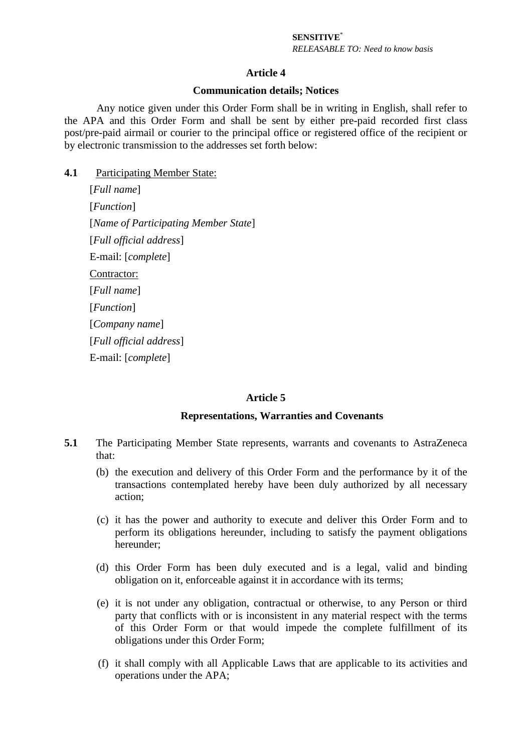**SENSITIVE***
*RELEASABLE TO: Need to know basis*

## Article 4

### Communication details; Notices

Any notice given under this Order Form shall be in writing in English, shall refer to the APA and this Order Form and shall be sent by either pre-paid recorded first class post/pre-paid airmail or courier to the principal office or registered office of the recipient or by electronic transmission to the addresses set forth below:

**4.1** Participating Member State:

[*Full name*]

[*Function*]

[*Name of Participating Member State*]

[*Full official address*]

E-mail: [*complete*]

Contractor:

[*Full name*]

[*Function*]

[*Company name*]

[*Full official address*]

E-mail: [*complete*]

## Article 5

### Representations, Warranties and Covenants

**5.1** The Participating Member State represents, warrants and covenants to AstraZeneca that:

(b) the execution and delivery of this Order Form and the performance by it of the transactions contemplated hereby have been duly authorized by all necessary action;

(c) it has the power and authority to execute and deliver this Order Form and to perform its obligations hereunder, including to satisfy the payment obligations hereunder;

(d) this Order Form has been duly executed and is a legal, valid and binding obligation on it, enforceable against it in accordance with its terms;

(e) it is not under any obligation, contractual or otherwise, to any Person or third party that conflicts with or is inconsistent in any material respect with the terms of this Order Form or that would impede the complete fulfillment of its obligations under this Order Form;

(f) it shall comply with all Applicable Laws that are applicable to its activities and operations under the APA;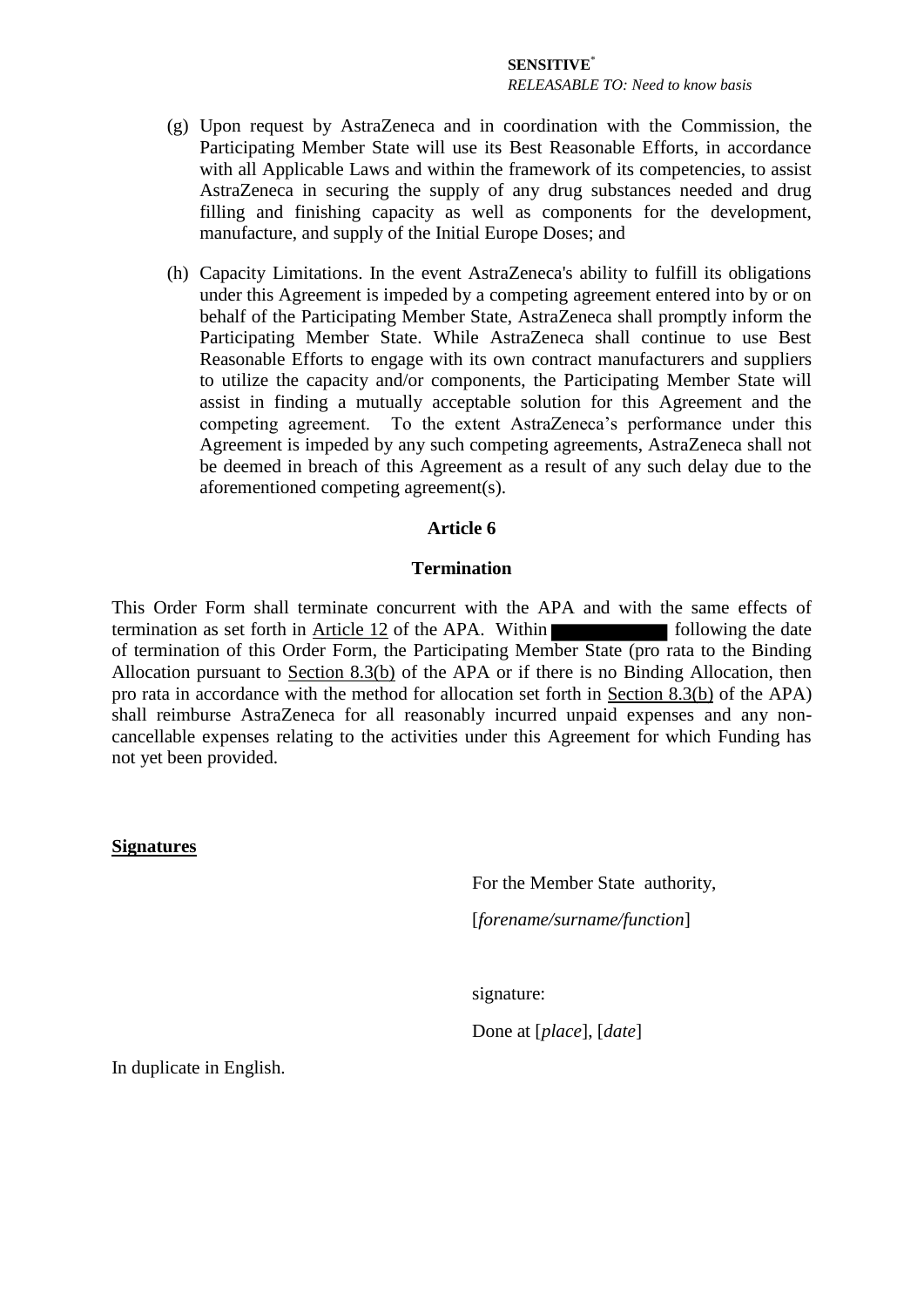(g) Upon request by AstraZeneca and in coordination with the Commission, the Participating Member State will use its Best Reasonable Efforts, in accordance with all Applicable Laws and within the framework of its competencies, to assist AstraZeneca in securing the supply of any drug substances needed and drug filling and finishing capacity as well as components for the development, manufacture, and supply of the Initial Europe Doses; and

(h) Capacity Limitations. In the event AstraZeneca's ability to fulfill its obligations under this Agreement is impeded by a competing agreement entered into by or on behalf of the Participating Member State, AstraZeneca shall promptly inform the Participating Member State. While AstraZeneca shall continue to use Best Reasonable Efforts to engage with its own contract manufacturers and suppliers to utilize the capacity and/or components, the Participating Member State will assist in finding a mutually acceptable solution for this Agreement and the competing agreement. To the extent AstraZeneca's performance under this Agreement is impeded by any such competing agreements, AstraZeneca shall not be deemed in breach of this Agreement as a result of any such delay due to the aforementioned competing agreement(s).

## Article 6

## Termination

This Order Form shall terminate concurrent with the APA and with the same effects of termination as set forth in Article 12 of the APA. Within [REDACTED] following the date of termination of this Order Form, the Participating Member State (pro rata to the Binding Allocation pursuant to Section 8.3(b) of the APA or if there is no Binding Allocation, then pro rata in accordance with the method for allocation set forth in Section 8.3(b) of the APA) shall reimburse AstraZeneca for all reasonably incurred unpaid expenses and any non-cancellable expenses relating to the activities under this Agreement for which Funding has not yet been provided.

**Signatures**

For the Member State authority,

[*forename/surname/function*]

signature:

Done at [*place*], [*date*]

In duplicate in English.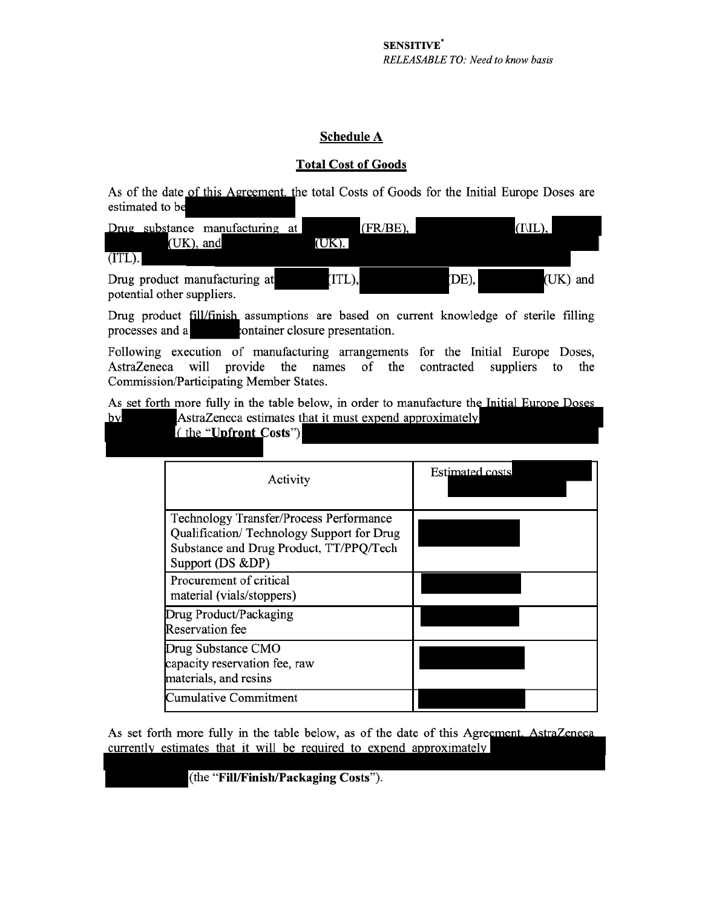SENSITIVE*
*RELEASABLE TO: Need to know basis*

## Schedule A

### Total Cost of Goods

As of the date of this Agreement, the total Costs of Goods for the Initial Europe Doses are estimated to be

Drug substance manufacturing at (FR/BE), (I\IL), (UK), and (UK). (ITL).

Drug product manufacturing at (ITL), (DE), (UK) and potential other suppliers.

Drug product fill/finish assumptions are based on current knowledge of sterile filling processes and a container closure presentation.

Following execution of manufacturing arrangements for the Initial Europe Doses, AstraZeneca will provide the names of the contracted suppliers to the Commission/Participating Member States.

As set forth more fully in the table below, in order to manufacture the Initial Europe Doses by AstraZeneca estimates that it must expend approximately ( the "**Upfront Costs**")

| Activity | Estimated costs |
|---|---|
| Technology Transfer/Process Performance Qualification/ Technology Support for Drug Substance and Drug Product, TT/PPQ/Tech Support (DS &DP) | |
| Procurement of critical material (vials/stoppers) | |
| Drug Product/Packaging Reservation fee | |
| Drug Substance CMO capacity reservation fee, raw materials, and resins | |
| Cumulative Commitment | |

As set forth more fully in the table below, as of the date of this Agreement, AstraZeneca currently estimates that it will be required to expend approximately (the "**Fill/Finish/Packaging Costs**").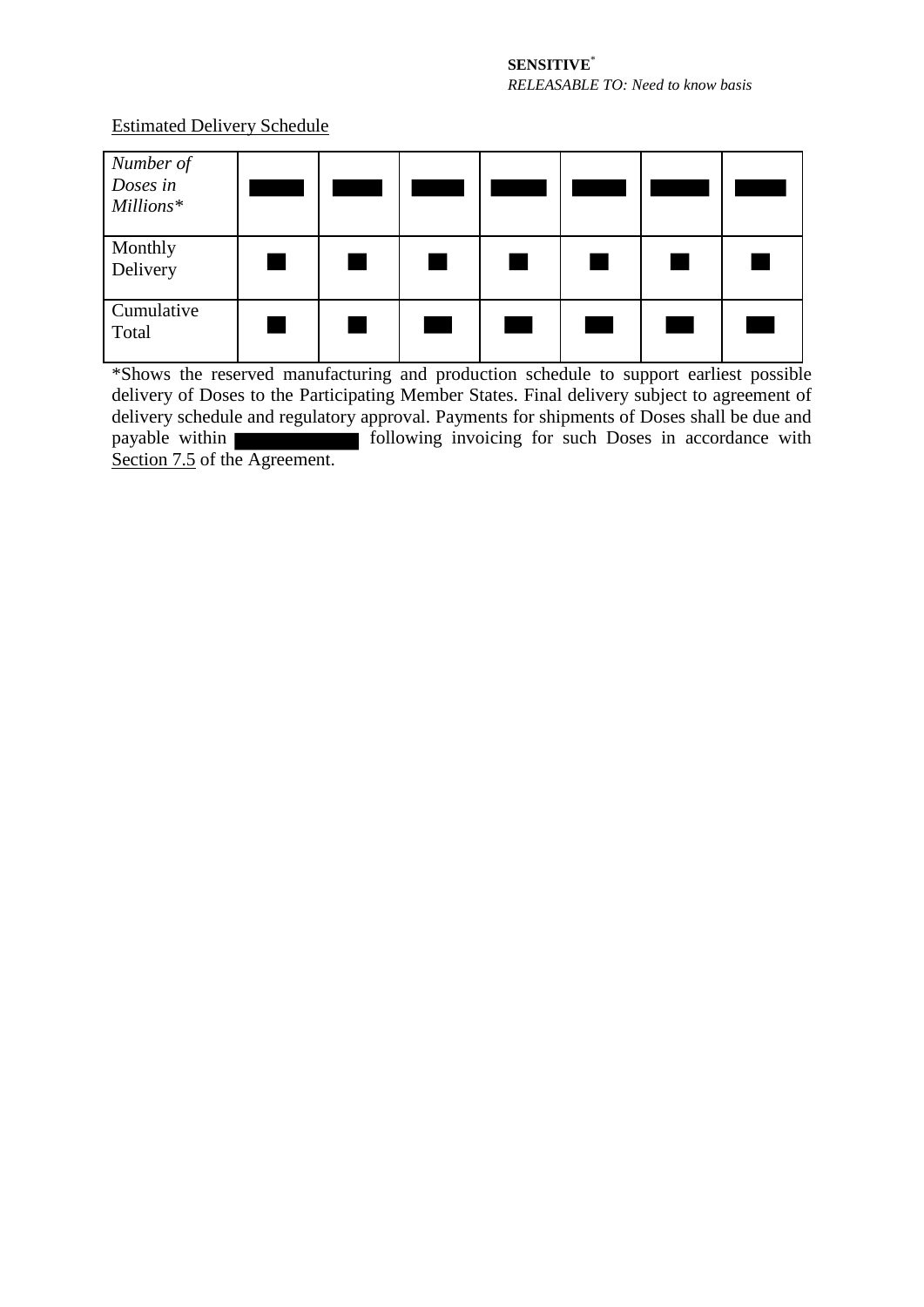**SENSITIVE**[*]
*RELEASABLE TO: Need to know basis*

Estimated Delivery Schedule

| *Number of Doses in Millions** | ███ | ███ | ███ | ███ | ███ | ███ | ███ |
|---|---|---|---|---|---|---|---|
| Monthly Delivery | █ | █ | █ | █ | █ | █ | █ |
| Cumulative Total | █ | █ | ██ | ██ | ██ | ██ | ██ |

*Shows the reserved manufacturing and production schedule to support earliest possible delivery of Doses to the Participating Member States. Final delivery subject to agreement of delivery schedule and regulatory approval. Payments for shipments of Doses shall be due and payable within ██████ following invoicing for such Doses in accordance with Section 7.5 of the Agreement.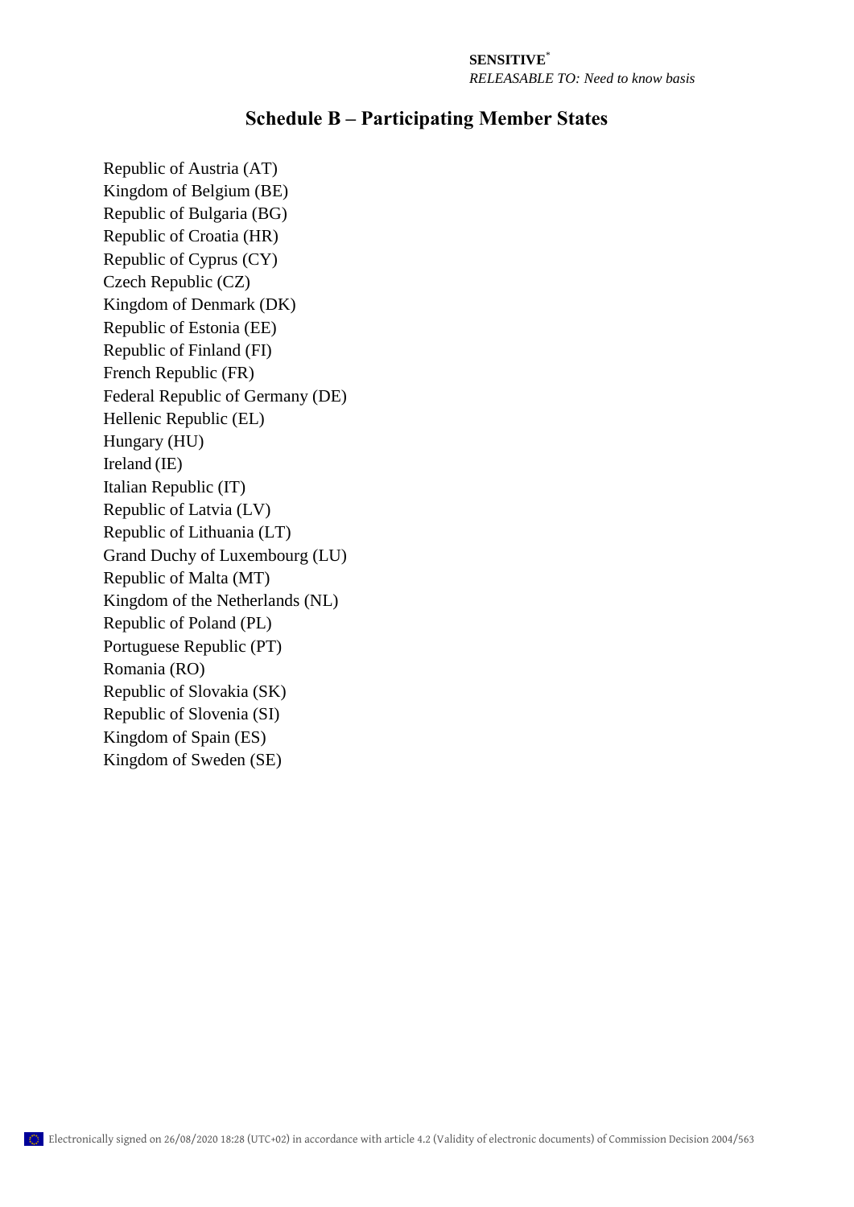**SENSITIVE**[*]
*RELEASABLE TO: Need to know basis*

# Schedule B – Participating Member States

Republic of Austria (AT)
Kingdom of Belgium (BE)
Republic of Bulgaria (BG)
Republic of Croatia (HR)
Republic of Cyprus (CY)
Czech Republic (CZ)
Kingdom of Denmark (DK)
Republic of Estonia (EE)
Republic of Finland (FI)
French Republic (FR)
Federal Republic of Germany (DE)
Hellenic Republic (EL)
Hungary (HU)
Ireland (IE)
Italian Republic (IT)
Republic of Latvia (LV)
Republic of Lithuania (LT)
Grand Duchy of Luxembourg (LU)
Republic of Malta (MT)
Kingdom of the Netherlands (NL)
Republic of Poland (PL)
Portuguese Republic (PT)
Romania (RO)
Republic of Slovakia (SK)
Republic of Slovenia (SI)
Kingdom of Spain (ES)
Kingdom of Sweden (SE)

Electronically signed on 26/08/2020 18:28 (UTC+02) in accordance with article 4.2 (Validity of electronic documents) of Commission Decision 2004/563